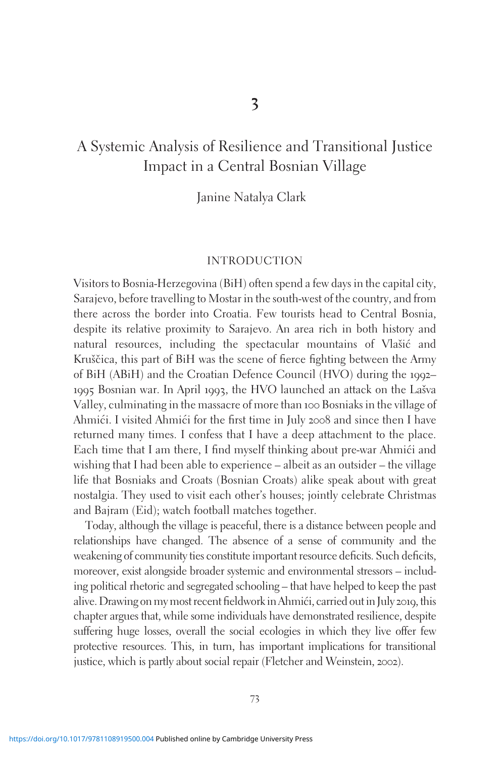# 3

# A Systemic Analysis of Resilience and Transitional Justice Impact in a Central Bosnian Village

Janine Natalya Clark

## INTRODUCTION

Visitors to Bosnia-Herzegovina (BiH) often spend a few days in the capital city, Sarajevo, before travelling to Mostar in the south-west of the country, and from there across the border into Croatia. Few tourists head to Central Bosnia, despite its relative proximity to Sarajevo. An area rich in both history and natural resources, including the spectacular mountains of Vlašić and Kruščica, this part of BiH was the scene of fierce fighting between the Army of BiH (ABiH) and the Croatian Defence Council (HVO) during the 1992–1995 Bosnian war. In April 1993, the HVO launched an attack on the Lašva Valley, culminating in the massacre of more than 100 Bosniaks in the village of Ahmići. I visited Ahmići for the first time in July 2008 and since then I have returned many times. I confess that I have a deep attachment to the place. Each time that I am there, I find myself thinking about pre-war Ahmići and wishing that I had been able to experience – albeit as an outsider – the village life that Bosniaks and Croats (Bosnian Croats) alike speak about with great nostalgia. They used to visit each other's houses; jointly celebrate Christmas and Bajram (Eid); watch football matches together.

Today, although the village is peaceful, there is a distance between people and relationships have changed. The absence of a sense of community and the weakening of community ties constitute important resource deficits. Such deficits, moreover, exist alongside broader systemic and environmental stressors – including political rhetoric and segregated schooling – that have helped to keep the past alive. Drawing on my most recent fieldwork in Ahmići, carried out in July 2019, this chapter argues that, while some individuals have demonstrated resilience, despite suffering huge losses, overall the social ecologies in which they live offer few protective resources. This, in turn, has important implications for transitional justice, which is partly about social repair (Fletcher and Weinstein, 2002).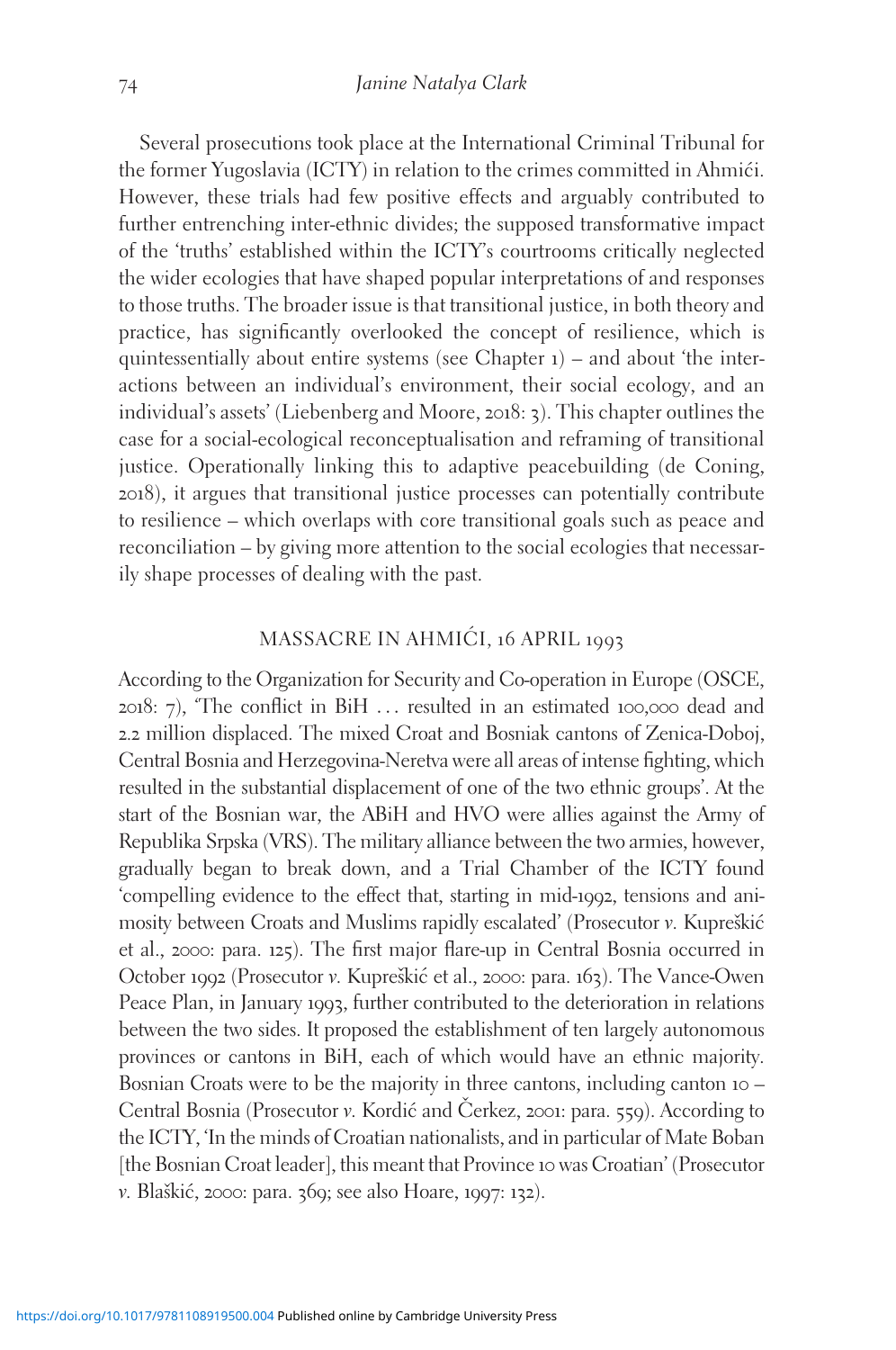Several prosecutions took place at the International Criminal Tribunal for the former Yugoslavia (ICTY) in relation to the crimes committed in Ahmići. However, these trials had few positive effects and arguably contributed to further entrenching inter-ethnic divides; the supposed transformative impact of the 'truths' established within the ICTY's courtrooms critically neglected the wider ecologies that have shaped popular interpretations of and responses to those truths. The broader issue is that transitional justice, in both theory and practice, has significantly overlooked the concept of resilience, which is quintessentially about entire systems (see Chapter 1) – and about 'the interactions between an individual's environment, their social ecology, and an individual's assets' (Liebenberg and Moore, 2018: 3). This chapter outlines the case for a social-ecological reconceptualisation and reframing of transitional justice. Operationally linking this to adaptive peacebuilding (de Coning, 2018), it argues that transitional justice processes can potentially contribute to resilience – which overlaps with core transitional goals such as peace and reconciliation – by giving more attention to the social ecologies that necessarily shape processes of dealing with the past.

## MASSACRE IN AHMIĆI, 16 APRIL 1993

According to the Organization for Security and Co-operation in Europe (OSCE, 2018: 7), 'The conflict in BiH … resulted in an estimated 100,000 dead and 2.2 million displaced. The mixed Croat and Bosniak cantons of Zenica-Doboj, Central Bosnia and Herzegovina-Neretva were all areas of intense fighting, which resulted in the substantial displacement of one of the two ethnic groups'. At the start of the Bosnian war, the ABiH and HVO were allies against the Army of Republika Srpska (VRS). The military alliance between the two armies, however, gradually began to break down, and a Trial Chamber of the ICTY found 'compelling evidence to the effect that, starting in mid-1992, tensions and animosity between Croats and Muslims rapidly escalated' (Prosecutor *v.* Kupreškić et al., 2000: para. 125). The first major flare-up in Central Bosnia occurred in October 1992 (Prosecutor *v.* Kupreškić et al., 2000: para. 163). The Vance-Owen Peace Plan, in January 1993, further contributed to the deterioration in relations between the two sides. It proposed the establishment of ten largely autonomous provinces or cantons in BiH, each of which would have an ethnic majority. Bosnian Croats were to be the majority in three cantons, including canton 10 – Central Bosnia (Prosecutor *v.* Kordić and Čerkez, 2001: para. 559). According to the ICTY, 'In the minds of Croatian nationalists, and in particular of Mate Boban [the Bosnian Croat leader], this meant that Province 10 was Croatian' (Prosecutor *v.* Blaškić, 2000: para. 369; see also Hoare, 1997: 132).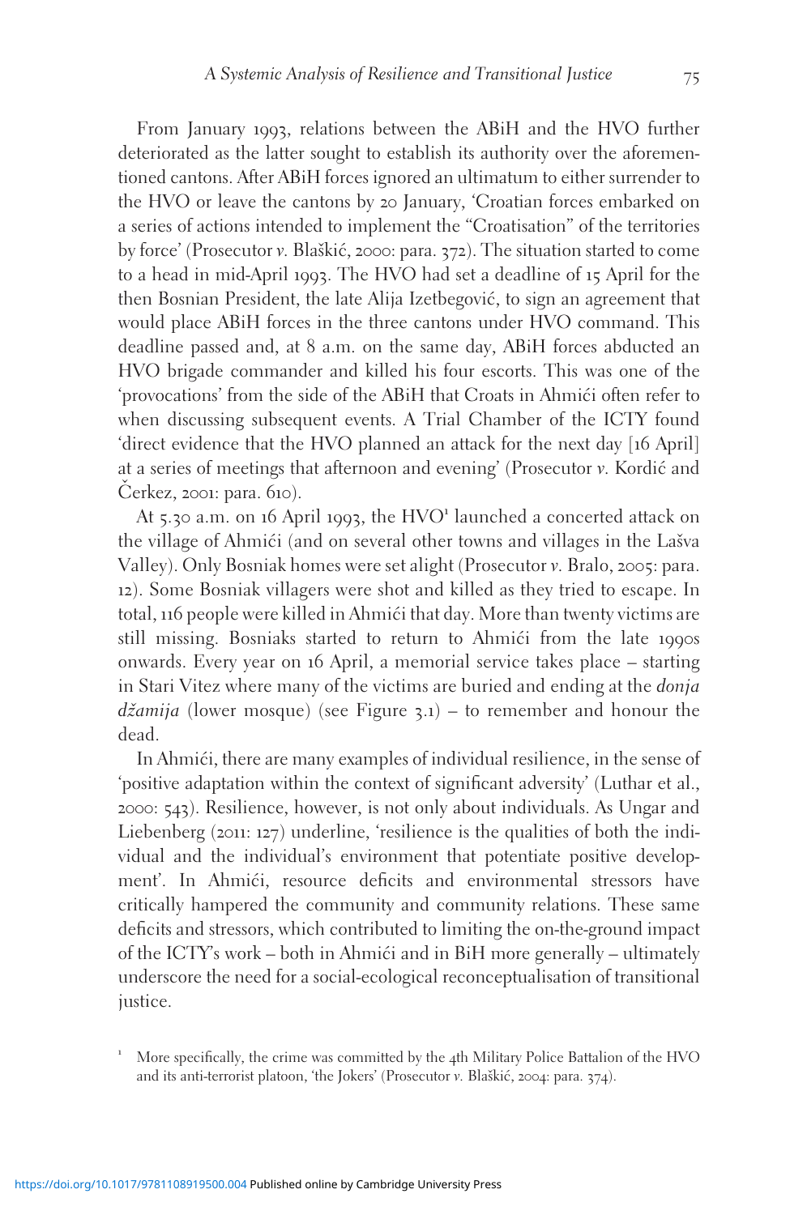From January 1993, relations between the ABiH and the HVO further deteriorated as the latter sought to establish its authority over the aforementioned cantons. After ABiH forces ignored an ultimatum to either surrender to the HVO or leave the cantons by 20 January, 'Croatian forces embarked on a series of actions intended to implement the "Croatisation" of the territories by force' (Prosecutor *v.* Blaškić, 2000: para. 372). The situation started to come to a head in mid-April 1993. The HVO had set a deadline of 15 April for the then Bosnian President, the late Alija Izetbegović, to sign an agreement that would place ABiH forces in the three cantons under HVO command. This deadline passed and, at 8 a.m. on the same day, ABiH forces abducted an HVO brigade commander and killed his four escorts. This was one of the 'provocations' from the side of the ABiH that Croats in Ahmići often refer to when discussing subsequent events. A Trial Chamber of the ICTY found 'direct evidence that the HVO planned an attack for the next day [16 April] at a series of meetings that afternoon and evening' (Prosecutor *v.* Kordić and Čerkez, 2001: para. 610).

At 5.30 a.m. on 16 April 1993, the HVO[1] launched a concerted attack on the village of Ahmići (and on several other towns and villages in the Lašva Valley). Only Bosniak homes were set alight (Prosecutor *v.* Bralo, 2005: para. 12). Some Bosniak villagers were shot and killed as they tried to escape. In total, 116 people were killed in Ahmići that day. More than twenty victims are still missing. Bosniaks started to return to Ahmići from the late 1990s onwards. Every year on 16 April, a memorial service takes place – starting in Stari Vitez where many of the victims are buried and ending at the *donja džamija* (lower mosque) (see Figure 3.1) – to remember and honour the dead.

In Ahmići, there are many examples of individual resilience, in the sense of 'positive adaptation within the context of significant adversity' (Luthar et al., 2000: 543). Resilience, however, is not only about individuals. As Ungar and Liebenberg (2011: 127) underline, 'resilience is the qualities of both the individual and the individual's environment that potentiate positive development'. In Ahmići, resource deficits and environmental stressors have critically hampered the community and community relations. These same deficits and stressors, which contributed to limiting the on-the-ground impact of the ICTY's work – both in Ahmići and in BiH more generally – ultimately underscore the need for a social-ecological reconceptualisation of transitional justice.

[1] More specifically, the crime was committed by the 4th Military Police Battalion of the HVO and its anti-terrorist platoon, 'the Jokers' (Prosecutor *v.* Blaškić, 2004: para. 374).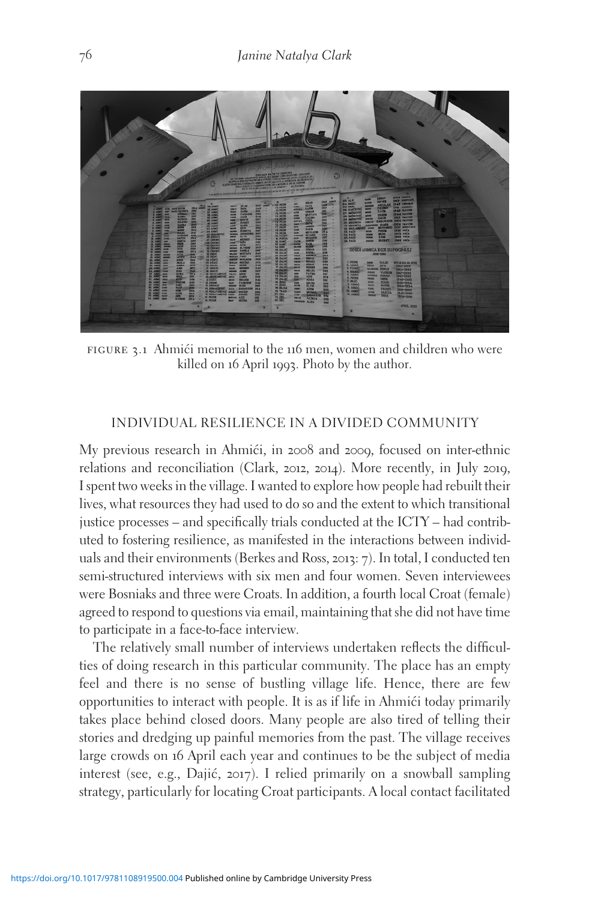FIGURE 3.1 Ahmići memorial to the 116 men, women and children who were killed on 16 April 1993. Photo by the author.

## INDIVIDUAL RESILIENCE IN A DIVIDED COMMUNITY

My previous research in Ahmići, in 2008 and 2009, focused on inter-ethnic relations and reconciliation (Clark, 2012, 2014). More recently, in July 2019, I spent two weeks in the village. I wanted to explore how people had rebuilt their lives, what resources they had used to do so and the extent to which transitional justice processes – and specifically trials conducted at the ICTY – had contributed to fostering resilience, as manifested in the interactions between individuals and their environments (Berkes and Ross, 2013: 7). In total, I conducted ten semi-structured interviews with six men and four women. Seven interviewees were Bosniaks and three were Croats. In addition, a fourth local Croat (female) agreed to respond to questions via email, maintaining that she did not have time to participate in a face-to-face interview.

The relatively small number of interviews undertaken reflects the difficulties of doing research in this particular community. The place has an empty feel and there is no sense of bustling village life. Hence, there are few opportunities to interact with people. It is as if life in Ahmići today primarily takes place behind closed doors. Many people are also tired of telling their stories and dredging up painful memories from the past. The village receives large crowds on 16 April each year and continues to be the subject of media interest (see, e.g., Dajić, 2017). I relied primarily on a snowball sampling strategy, particularly for locating Croat participants. A local contact facilitated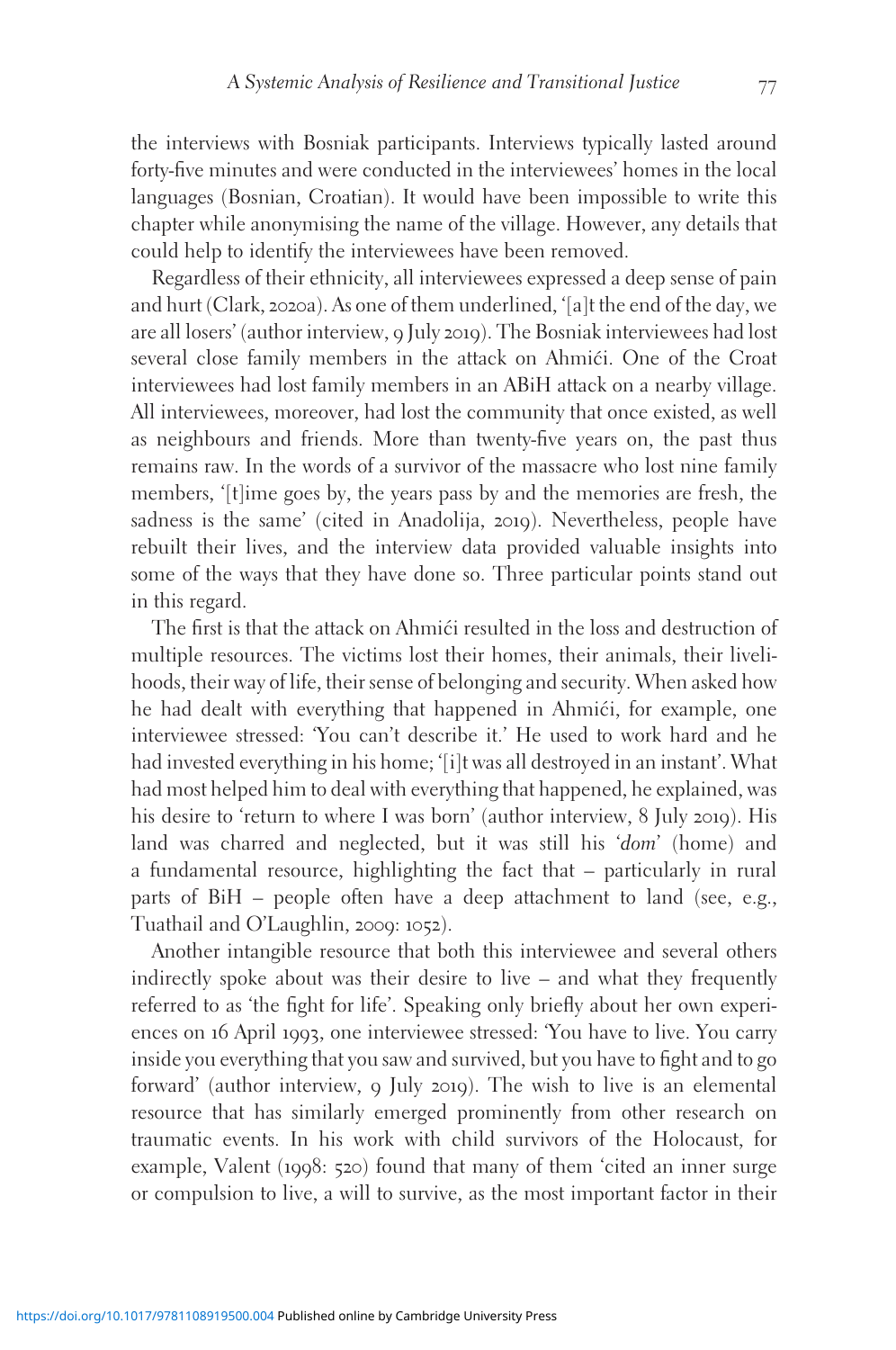the interviews with Bosniak participants. Interviews typically lasted around forty-five minutes and were conducted in the interviewees' homes in the local languages (Bosnian, Croatian). It would have been impossible to write this chapter while anonymising the name of the village. However, any details that could help to identify the interviewees have been removed.

Regardless of their ethnicity, all interviewees expressed a deep sense of pain and hurt (Clark, 2020a). As one of them underlined, '[a]t the end of the day, we are all losers' (author interview, 9 July 2019). The Bosniak interviewees had lost several close family members in the attack on Ahmići. One of the Croat interviewees had lost family members in an ABiH attack on a nearby village. All interviewees, moreover, had lost the community that once existed, as well as neighbours and friends. More than twenty-five years on, the past thus remains raw. In the words of a survivor of the massacre who lost nine family members, '[t]ime goes by, the years pass by and the memories are fresh, the sadness is the same' (cited in Anadolija, 2019). Nevertheless, people have rebuilt their lives, and the interview data provided valuable insights into some of the ways that they have done so. Three particular points stand out in this regard.

The first is that the attack on Ahmići resulted in the loss and destruction of multiple resources. The victims lost their homes, their animals, their livelihoods, their way of life, their sense of belonging and security. When asked how he had dealt with everything that happened in Ahmići, for example, one interviewee stressed: 'You can't describe it.' He used to work hard and he had invested everything in his home; '[i]t was all destroyed in an instant'. What had most helped him to deal with everything that happened, he explained, was his desire to 'return to where I was born' (author interview, 8 July 2019). His land was charred and neglected, but it was still his '*dom*' (home) and a fundamental resource, highlighting the fact that – particularly in rural parts of BiH – people often have a deep attachment to land (see, e.g., Tuathail and O'Laughlin, 2009: 1052).

Another intangible resource that both this interviewee and several others indirectly spoke about was their desire to live – and what they frequently referred to as 'the fight for life'. Speaking only briefly about her own experiences on 16 April 1993, one interviewee stressed: 'You have to live. You carry inside you everything that you saw and survived, but you have to fight and to go forward' (author interview, 9 July 2019). The wish to live is an elemental resource that has similarly emerged prominently from other research on traumatic events. In his work with child survivors of the Holocaust, for example, Valent (1998: 520) found that many of them 'cited an inner surge or compulsion to live, a will to survive, as the most important factor in their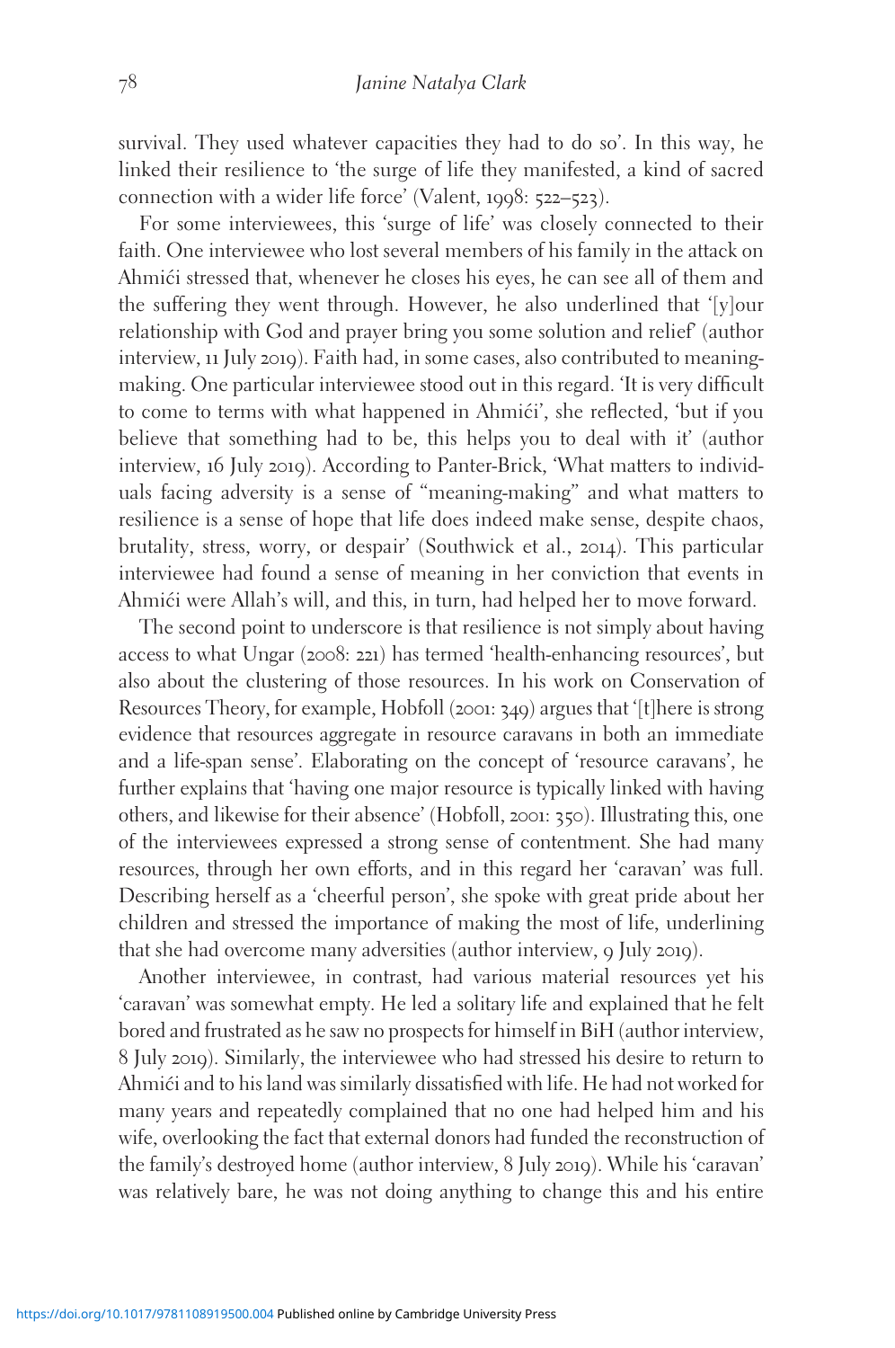survival. They used whatever capacities they had to do so'. In this way, he linked their resilience to 'the surge of life they manifested, a kind of sacred connection with a wider life force' (Valent, 1998: 522–523).

For some interviewees, this 'surge of life' was closely connected to their faith. One interviewee who lost several members of his family in the attack on Ahmići stressed that, whenever he closes his eyes, he can see all of them and the suffering they went through. However, he also underlined that '[y]our relationship with God and prayer bring you some solution and relief' (author interview, 11 July 2019). Faith had, in some cases, also contributed to meaning-making. One particular interviewee stood out in this regard. 'It is very difficult to come to terms with what happened in Ahmići', she reflected, 'but if you believe that something had to be, this helps you to deal with it' (author interview, 16 July 2019). According to Panter-Brick, 'What matters to individuals facing adversity is a sense of "meaning-making" and what matters to resilience is a sense of hope that life does indeed make sense, despite chaos, brutality, stress, worry, or despair' (Southwick et al., 2014). This particular interviewee had found a sense of meaning in her conviction that events in Ahmići were Allah's will, and this, in turn, had helped her to move forward.

The second point to underscore is that resilience is not simply about having access to what Ungar (2008: 221) has termed 'health-enhancing resources', but also about the clustering of those resources. In his work on Conservation of Resources Theory, for example, Hobfoll (2001: 349) argues that '[t]here is strong evidence that resources aggregate in resource caravans in both an immediate and a life-span sense'. Elaborating on the concept of 'resource caravans', he further explains that 'having one major resource is typically linked with having others, and likewise for their absence' (Hobfoll, 2001: 350). Illustrating this, one of the interviewees expressed a strong sense of contentment. She had many resources, through her own efforts, and in this regard her 'caravan' was full. Describing herself as a 'cheerful person', she spoke with great pride about her children and stressed the importance of making the most of life, underlining that she had overcome many adversities (author interview, 9 July 2019).

Another interviewee, in contrast, had various material resources yet his 'caravan' was somewhat empty. He led a solitary life and explained that he felt bored and frustrated as he saw no prospects for himself in BiH (author interview, 8 July 2019). Similarly, the interviewee who had stressed his desire to return to Ahmići and to his land was similarly dissatisfied with life. He had not worked for many years and repeatedly complained that no one had helped him and his wife, overlooking the fact that external donors had funded the reconstruction of the family's destroyed home (author interview, 8 July 2019). While his 'caravan' was relatively bare, he was not doing anything to change this and his entire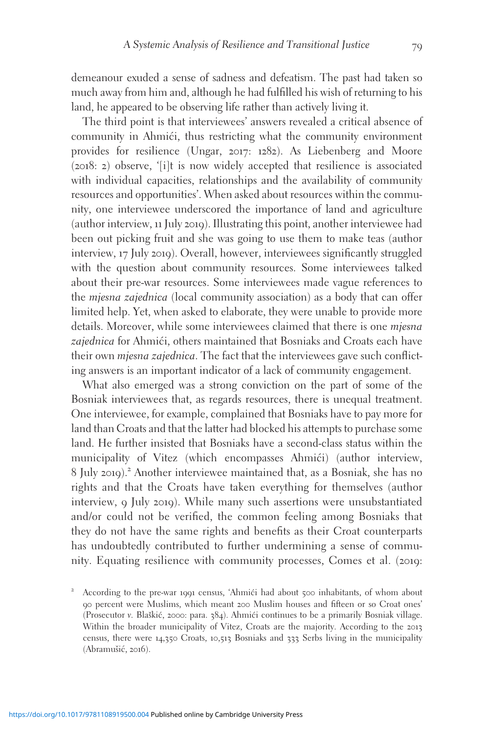demeanour exuded a sense of sadness and defeatism. The past had taken so much away from him and, although he had fulfilled his wish of returning to his land, he appeared to be observing life rather than actively living it.

The third point is that interviewees' answers revealed a critical absence of community in Ahmići, thus restricting what the community environment provides for resilience (Ungar, 2017: 1282). As Liebenberg and Moore (2018: 2) observe, '[i]t is now widely accepted that resilience is associated with individual capacities, relationships and the availability of community resources and opportunities'. When asked about resources within the community, one interviewee underscored the importance of land and agriculture (author interview, 11 July 2019). Illustrating this point, another interviewee had been out picking fruit and she was going to use them to make teas (author interview, 17 July 2019). Overall, however, interviewees significantly struggled with the question about community resources. Some interviewees talked about their pre-war resources. Some interviewees made vague references to the *mjesna zajednica* (local community association) as a body that can offer limited help. Yet, when asked to elaborate, they were unable to provide more details. Moreover, while some interviewees claimed that there is one *mjesna zajednica* for Ahmići, others maintained that Bosniaks and Croats each have their own *mjesna zajednica*. The fact that the interviewees gave such conflicting answers is an important indicator of a lack of community engagement.

What also emerged was a strong conviction on the part of some of the Bosniak interviewees that, as regards resources, there is unequal treatment. One interviewee, for example, complained that Bosniaks have to pay more for land than Croats and that the latter had blocked his attempts to purchase some land. He further insisted that Bosniaks have a second-class status within the municipality of Vitez (which encompasses Ahmići) (author interview, 8 July 2019).[2] Another interviewee maintained that, as a Bosniak, she has no rights and that the Croats have taken everything for themselves (author interview, 9 July 2019). While many such assertions were unsubstantiated and/or could not be verified, the common feeling among Bosniaks that they do not have the same rights and benefits as their Croat counterparts has undoubtedly contributed to further undermining a sense of community. Equating resilience with community processes, Comes et al. (2019:

[2] According to the pre-war 1991 census, 'Ahmići had about 500 inhabitants, of whom about 90 percent were Muslims, which meant 200 Muslim houses and fifteen or so Croat ones' (Prosecutor *v.* Blaškić, 2000: para. 384). Ahmići continues to be a primarily Bosniak village. Within the broader municipality of Vitez, Croats are the majority. According to the 2013 census, there were 14,350 Croats, 10,513 Bosniaks and 333 Serbs living in the municipality (Abramušić, 2016).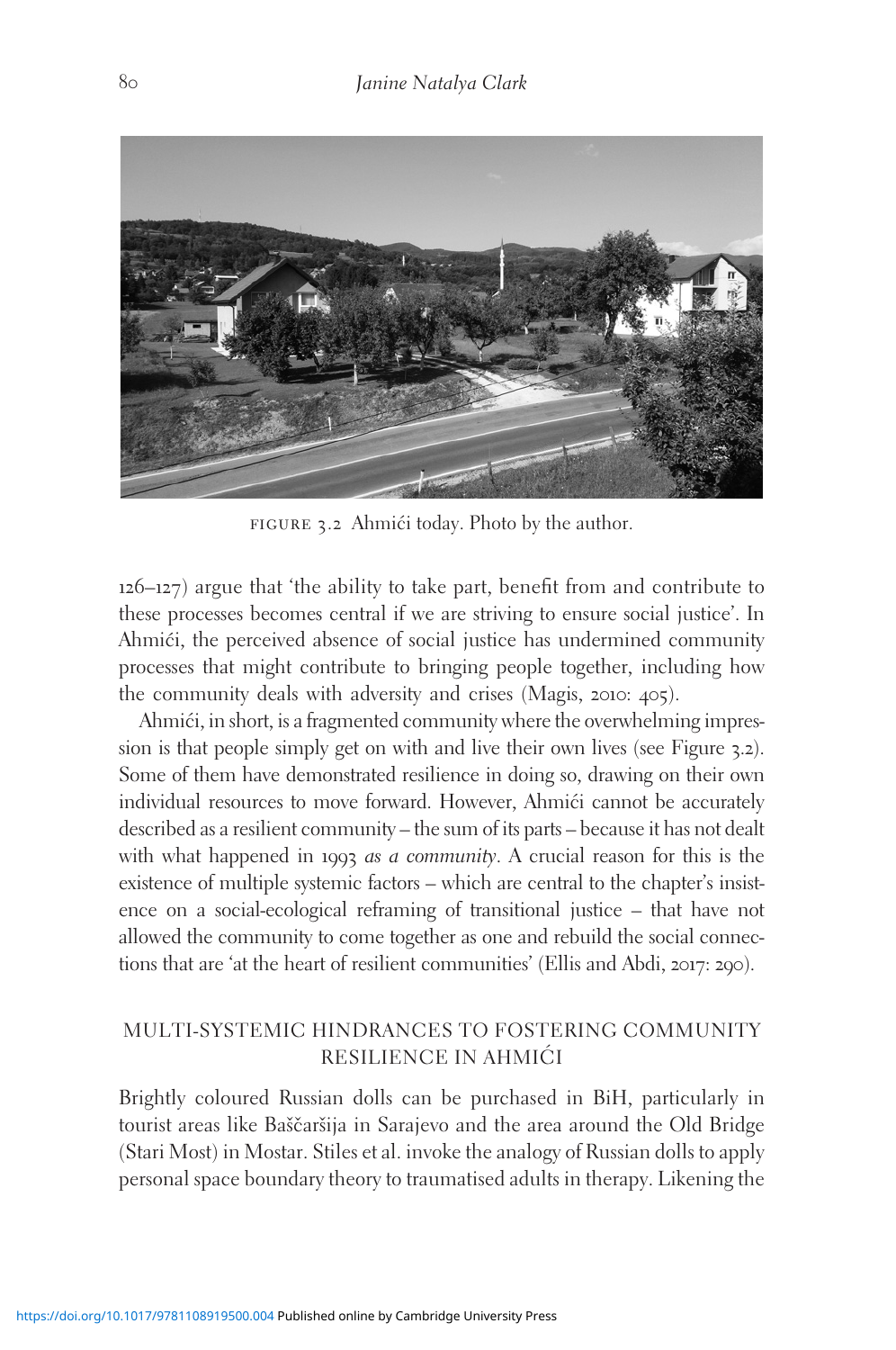FIGURE 3.2 Ahmići today. Photo by the author.

126–127) argue that 'the ability to take part, benefit from and contribute to these processes becomes central if we are striving to ensure social justice'. In Ahmići, the perceived absence of social justice has undermined community processes that might contribute to bringing people together, including how the community deals with adversity and crises (Magis, 2010: 405).

Ahmići, in short, is a fragmented community where the overwhelming impression is that people simply get on with and live their own lives (see Figure 3.2). Some of them have demonstrated resilience in doing so, drawing on their own individual resources to move forward. However, Ahmići cannot be accurately described as a resilient community – the sum of its parts – because it has not dealt with what happened in 1993 *as a community*. A crucial reason for this is the existence of multiple systemic factors – which are central to the chapter's insistence on a social-ecological reframing of transitional justice – that have not allowed the community to come together as one and rebuild the social connections that are 'at the heart of resilient communities' (Ellis and Abdi, 2017: 290).

## MULTI-SYSTEMIC HINDRANCES TO FOSTERING COMMUNITY RESILIENCE IN AHMIĆI

Brightly coloured Russian dolls can be purchased in BiH, particularly in tourist areas like Baščaršija in Sarajevo and the area around the Old Bridge (Stari Most) in Mostar. Stiles et al. invoke the analogy of Russian dolls to apply personal space boundary theory to traumatised adults in therapy. Likening the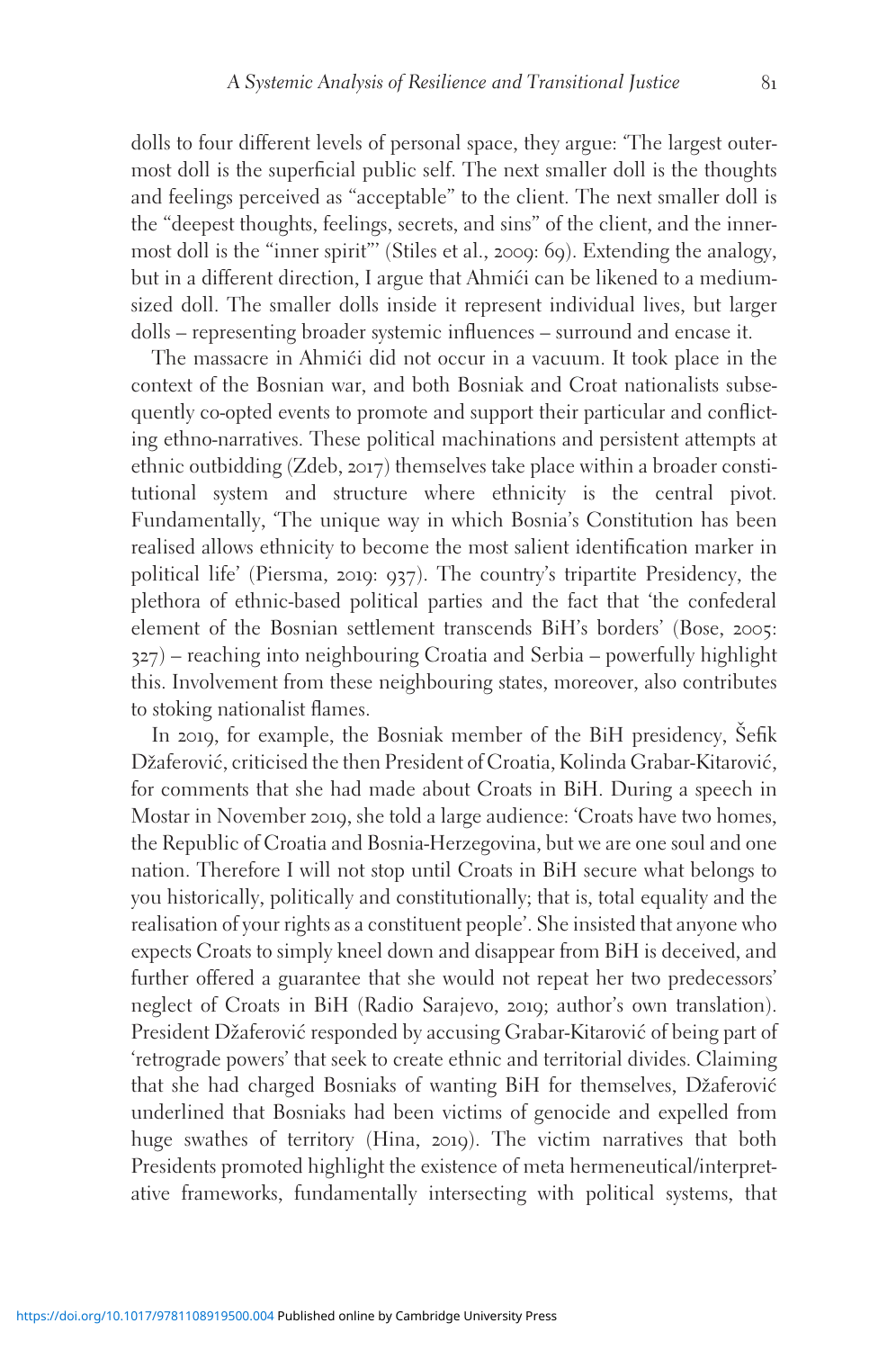dolls to four different levels of personal space, they argue: 'The largest outermost doll is the superficial public self. The next smaller doll is the thoughts and feelings perceived as "acceptable" to the client. The next smaller doll is the "deepest thoughts, feelings, secrets, and sins" of the client, and the innermost doll is the "inner spirit"' (Stiles et al., 2009: 69). Extending the analogy, but in a different direction, I argue that Ahmići can be likened to a medium-sized doll. The smaller dolls inside it represent individual lives, but larger dolls – representing broader systemic influences – surround and encase it.

The massacre in Ahmići did not occur in a vacuum. It took place in the context of the Bosnian war, and both Bosniak and Croat nationalists subsequently co-opted events to promote and support their particular and conflicting ethno-narratives. These political machinations and persistent attempts at ethnic outbidding (Zdeb, 2017) themselves take place within a broader constitutional system and structure where ethnicity is the central pivot. Fundamentally, 'The unique way in which Bosnia's Constitution has been realised allows ethnicity to become the most salient identification marker in political life' (Piersma, 2019: 937). The country's tripartite Presidency, the plethora of ethnic-based political parties and the fact that 'the confederal element of the Bosnian settlement transcends BiH's borders' (Bose, 2005: 327) – reaching into neighbouring Croatia and Serbia – powerfully highlight this. Involvement from these neighbouring states, moreover, also contributes to stoking nationalist flames.

In 2019, for example, the Bosniak member of the BiH presidency, Šefik Džaferović, criticised the then President of Croatia, Kolinda Grabar-Kitarović, for comments that she had made about Croats in BiH. During a speech in Mostar in November 2019, she told a large audience: 'Croats have two homes, the Republic of Croatia and Bosnia-Herzegovina, but we are one soul and one nation. Therefore I will not stop until Croats in BiH secure what belongs to you historically, politically and constitutionally; that is, total equality and the realisation of your rights as a constituent people'. She insisted that anyone who expects Croats to simply kneel down and disappear from BiH is deceived, and further offered a guarantee that she would not repeat her two predecessors' neglect of Croats in BiH (Radio Sarajevo, 2019; author's own translation). President Džaferović responded by accusing Grabar-Kitarović of being part of 'retrograde powers' that seek to create ethnic and territorial divides. Claiming that she had charged Bosniaks of wanting BiH for themselves, Džaferović underlined that Bosniaks had been victims of genocide and expelled from huge swathes of territory (Hina, 2019). The victim narratives that both Presidents promoted highlight the existence of meta hermeneutical/interpretative frameworks, fundamentally intersecting with political systems, that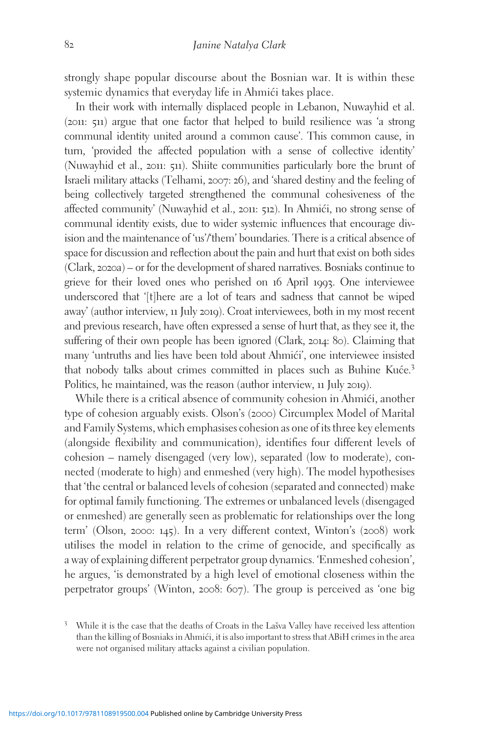strongly shape popular discourse about the Bosnian war. It is within these systemic dynamics that everyday life in Ahmići takes place.

In their work with internally displaced people in Lebanon, Nuwayhid et al. (2011: 511) argue that one factor that helped to build resilience was 'a strong communal identity united around a common cause'. This common cause, in turn, 'provided the affected population with a sense of collective identity' (Nuwayhid et al., 2011: 511). Shiite communities particularly bore the brunt of Israeli military attacks (Telhami, 2007: 26), and 'shared destiny and the feeling of being collectively targeted strengthened the communal cohesiveness of the affected community' (Nuwayhid et al., 2011: 512). In Ahmići, no strong sense of communal identity exists, due to wider systemic influences that encourage division and the maintenance of 'us'/'them' boundaries. There is a critical absence of space for discussion and reflection about the pain and hurt that exist on both sides (Clark, 2020a) – or for the development of shared narratives. Bosniaks continue to grieve for their loved ones who perished on 16 April 1993. One interviewee underscored that '[t]here are a lot of tears and sadness that cannot be wiped away' (author interview, 11 July 2019). Croat interviewees, both in my most recent and previous research, have often expressed a sense of hurt that, as they see it, the suffering of their own people has been ignored (Clark, 2014: 80). Claiming that many 'untruths and lies have been told about Ahmići', one interviewee insisted that nobody talks about crimes committed in places such as Buhine Kuće.[3] Politics, he maintained, was the reason (author interview, 11 July 2019).

While there is a critical absence of community cohesion in Ahmići, another type of cohesion arguably exists. Olson's (2000) Circumplex Model of Marital and Family Systems, which emphasises cohesion as one of its three key elements (alongside flexibility and communication), identifies four different levels of cohesion – namely disengaged (very low), separated (low to moderate), connected (moderate to high) and enmeshed (very high). The model hypothesises that 'the central or balanced levels of cohesion (separated and connected) make for optimal family functioning. The extremes or unbalanced levels (disengaged or enmeshed) are generally seen as problematic for relationships over the long term' (Olson, 2000: 145). In a very different context, Winton's (2008) work utilises the model in relation to the crime of genocide, and specifically as a way of explaining different perpetrator group dynamics. 'Enmeshed cohesion', he argues, 'is demonstrated by a high level of emotional closeness within the perpetrator groups' (Winton, 2008: 607). The group is perceived as 'one big

[3] While it is the case that the deaths of Croats in the Lašva Valley have received less attention than the killing of Bosniaks in Ahmići, it is also important to stress that ABiH crimes in the area were not organised military attacks against a civilian population.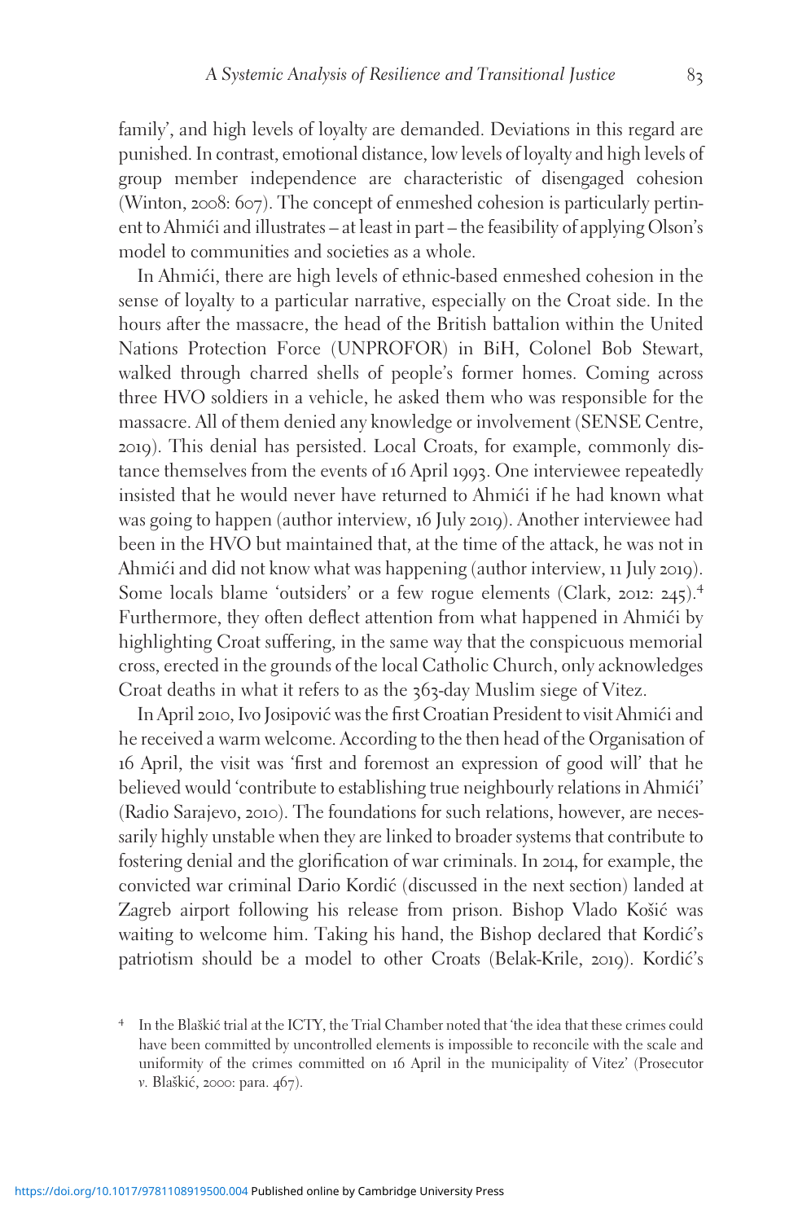family', and high levels of loyalty are demanded. Deviations in this regard are punished. In contrast, emotional distance, low levels of loyalty and high levels of group member independence are characteristic of disengaged cohesion (Winton, 2008: 607). The concept of enmeshed cohesion is particularly pertinent to Ahmići and illustrates – at least in part – the feasibility of applying Olson's model to communities and societies as a whole.

In Ahmići, there are high levels of ethnic-based enmeshed cohesion in the sense of loyalty to a particular narrative, especially on the Croat side. In the hours after the massacre, the head of the British battalion within the United Nations Protection Force (UNPROFOR) in BiH, Colonel Bob Stewart, walked through charred shells of people's former homes. Coming across three HVO soldiers in a vehicle, he asked them who was responsible for the massacre. All of them denied any knowledge or involvement (SENSE Centre, 2019). This denial has persisted. Local Croats, for example, commonly distance themselves from the events of 16 April 1993. One interviewee repeatedly insisted that he would never have returned to Ahmići if he had known what was going to happen (author interview, 16 July 2019). Another interviewee had been in the HVO but maintained that, at the time of the attack, he was not in Ahmići and did not know what was happening (author interview, 11 July 2019). Some locals blame 'outsiders' or a few rogue elements (Clark, 2012: 245).[4] Furthermore, they often deflect attention from what happened in Ahmići by highlighting Croat suffering, in the same way that the conspicuous memorial cross, erected in the grounds of the local Catholic Church, only acknowledges Croat deaths in what it refers to as the 363-day Muslim siege of Vitez.

In April 2010, Ivo Josipović was the first Croatian President to visit Ahmići and he received a warm welcome. According to the then head of the Organisation of 16 April, the visit was 'first and foremost an expression of good will' that he believed would 'contribute to establishing true neighbourly relations in Ahmići' (Radio Sarajevo, 2010). The foundations for such relations, however, are necessarily highly unstable when they are linked to broader systems that contribute to fostering denial and the glorification of war criminals. In 2014, for example, the convicted war criminal Dario Kordić (discussed in the next section) landed at Zagreb airport following his release from prison. Bishop Vlado Košić was waiting to welcome him. Taking his hand, the Bishop declared that Kordić's patriotism should be a model to other Croats (Belak-Krile, 2019). Kordić's

[4] In the Blaškić trial at the ICTY, the Trial Chamber noted that 'the idea that these crimes could have been committed by uncontrolled elements is impossible to reconcile with the scale and uniformity of the crimes committed on 16 April in the municipality of Vitez' (Prosecutor *v.* Blaškić, 2000: para. 467).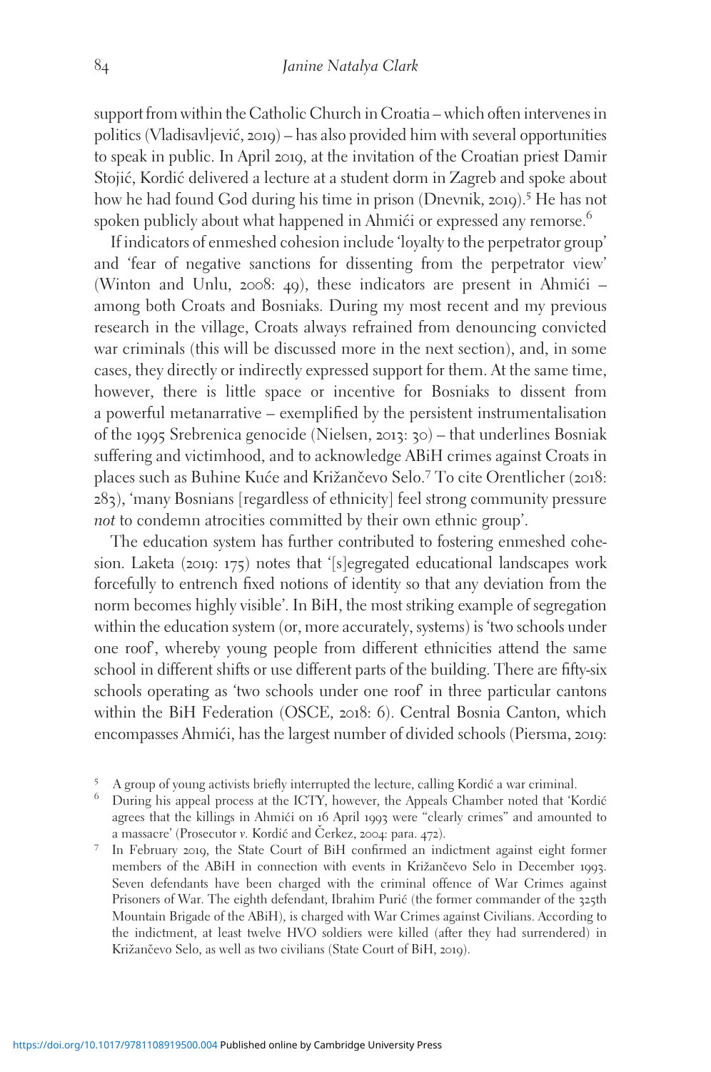support from within the Catholic Church in Croatia – which often intervenes in politics (Vladisavljević, 2019) – has also provided him with several opportunities to speak in public. In April 2019, at the invitation of the Croatian priest Damir Stojić, Kordić delivered a lecture at a student dorm in Zagreb and spoke about how he had found God during his time in prison (Dnevnik, 2019).[5] He has not spoken publicly about what happened in Ahmići or expressed any remorse.[6]

If indicators of enmeshed cohesion include 'loyalty to the perpetrator group' and 'fear of negative sanctions for dissenting from the perpetrator view' (Winton and Unlu, 2008: 49), these indicators are present in Ahmići – among both Croats and Bosniaks. During my most recent and my previous research in the village, Croats always refrained from denouncing convicted war criminals (this will be discussed more in the next section), and, in some cases, they directly or indirectly expressed support for them. At the same time, however, there is little space or incentive for Bosniaks to dissent from a powerful metanarrative – exemplified by the persistent instrumentalisation of the 1995 Srebrenica genocide (Nielsen, 2013: 30) – that underlines Bosniak suffering and victimhood, and to acknowledge ABiH crimes against Croats in places such as Buhine Kuće and Križančevo Selo.[7] To cite Orentlicher (2018: 283), 'many Bosnians [regardless of ethnicity] feel strong community pressure *not* to condemn atrocities committed by their own ethnic group'.

The education system has further contributed to fostering enmeshed cohesion. Laketa (2019: 175) notes that '[s]egregated educational landscapes work forcefully to entrench fixed notions of identity so that any deviation from the norm becomes highly visible'. In BiH, the most striking example of segregation within the education system (or, more accurately, systems) is 'two schools under one roof', whereby young people from different ethnicities attend the same school in different shifts or use different parts of the building. There are fifty-six schools operating as 'two schools under one roof' in three particular cantons within the BiH Federation (OSCE, 2018: 6). Central Bosnia Canton, which encompasses Ahmići, has the largest number of divided schools (Piersma, 2019:

[5] A group of young activists briefly interrupted the lecture, calling Kordić a war criminal.

[6] During his appeal process at the ICTY, however, the Appeals Chamber noted that 'Kordić agrees that the killings in Ahmići on 16 April 1993 were "clearly crimes" and amounted to a massacre' (Prosecutor v. Kordić and Čerkez, 2004: para. 472).

[7] In February 2019, the State Court of BiH confirmed an indictment against eight former members of the ABiH in connection with events in Križančevo Selo in December 1993. Seven defendants have been charged with the criminal offence of War Crimes against Prisoners of War. The eighth defendant, Ibrahim Purić (the former commander of the 325th Mountain Brigade of the ABiH), is charged with War Crimes against Civilians. According to the indictment, at least twelve HVO soldiers were killed (after they had surrendered) in Križančevo Selo, as well as two civilians (State Court of BiH, 2019).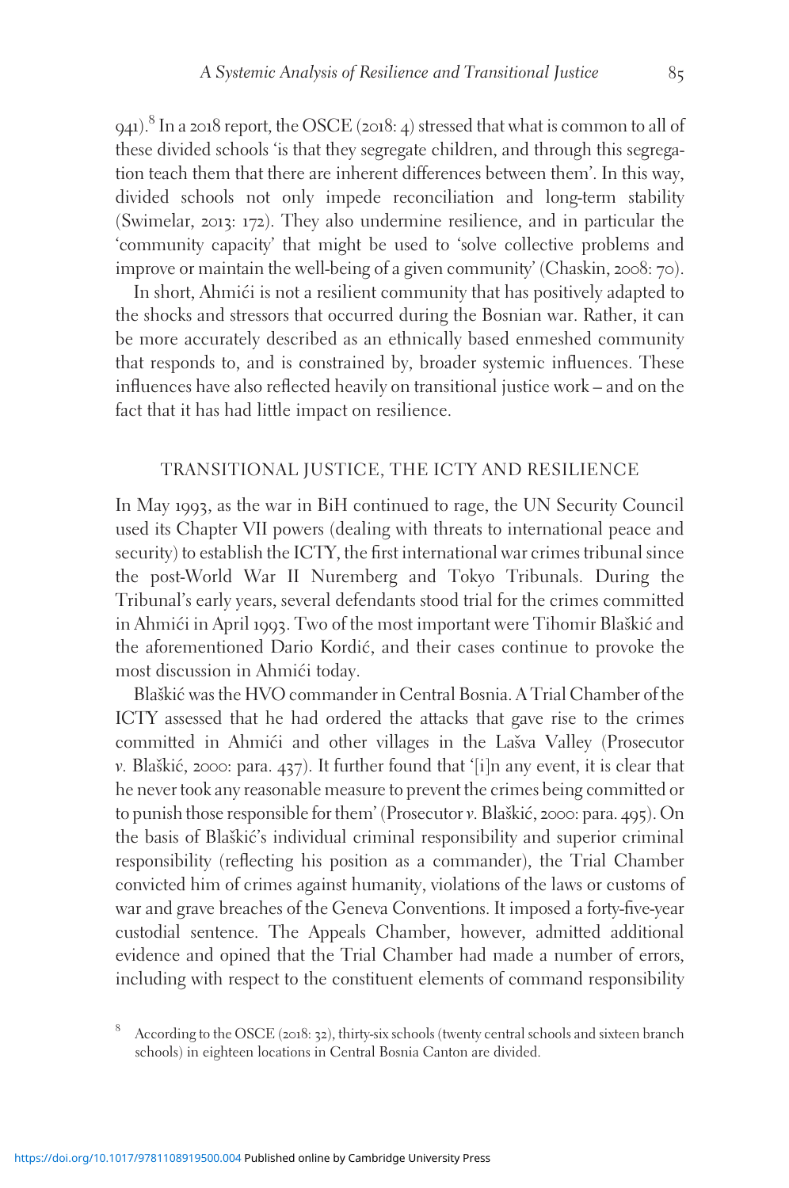941).[8] In a 2018 report, the OSCE (2018: 4) stressed that what is common to all of these divided schools 'is that they segregate children, and through this segregation teach them that there are inherent differences between them'. In this way, divided schools not only impede reconciliation and long-term stability (Swimelar, 2013: 172). They also undermine resilience, and in particular the 'community capacity' that might be used to 'solve collective problems and improve or maintain the well-being of a given community' (Chaskin, 2008: 70).

In short, Ahmići is not a resilient community that has positively adapted to the shocks and stressors that occurred during the Bosnian war. Rather, it can be more accurately described as an ethnically based enmeshed community that responds to, and is constrained by, broader systemic influences. These influences have also reflected heavily on transitional justice work – and on the fact that it has had little impact on resilience.

## TRANSITIONAL JUSTICE, THE ICTY AND RESILIENCE

In May 1993, as the war in BiH continued to rage, the UN Security Council used its Chapter VII powers (dealing with threats to international peace and security) to establish the ICTY, the first international war crimes tribunal since the post-World War II Nuremberg and Tokyo Tribunals. During the Tribunal's early years, several defendants stood trial for the crimes committed in Ahmići in April 1993. Two of the most important were Tihomir Blaškić and the aforementioned Dario Kordić, and their cases continue to provoke the most discussion in Ahmići today.

Blaškić was the HVO commander in Central Bosnia. A Trial Chamber of the ICTY assessed that he had ordered the attacks that gave rise to the crimes committed in Ahmići and other villages in the Lašva Valley (Prosecutor *v.* Blaškić, 2000: para. 437). It further found that '[i]n any event, it is clear that he never took any reasonable measure to prevent the crimes being committed or to punish those responsible for them' (Prosecutor *v.* Blaškić, 2000: para. 495). On the basis of Blaškić's individual criminal responsibility and superior criminal responsibility (reflecting his position as a commander), the Trial Chamber convicted him of crimes against humanity, violations of the laws or customs of war and grave breaches of the Geneva Conventions. It imposed a forty-five-year custodial sentence. The Appeals Chamber, however, admitted additional evidence and opined that the Trial Chamber had made a number of errors, including with respect to the constituent elements of command responsibility

[8] According to the OSCE (2018: 32), thirty-six schools (twenty central schools and sixteen branch schools) in eighteen locations in Central Bosnia Canton are divided.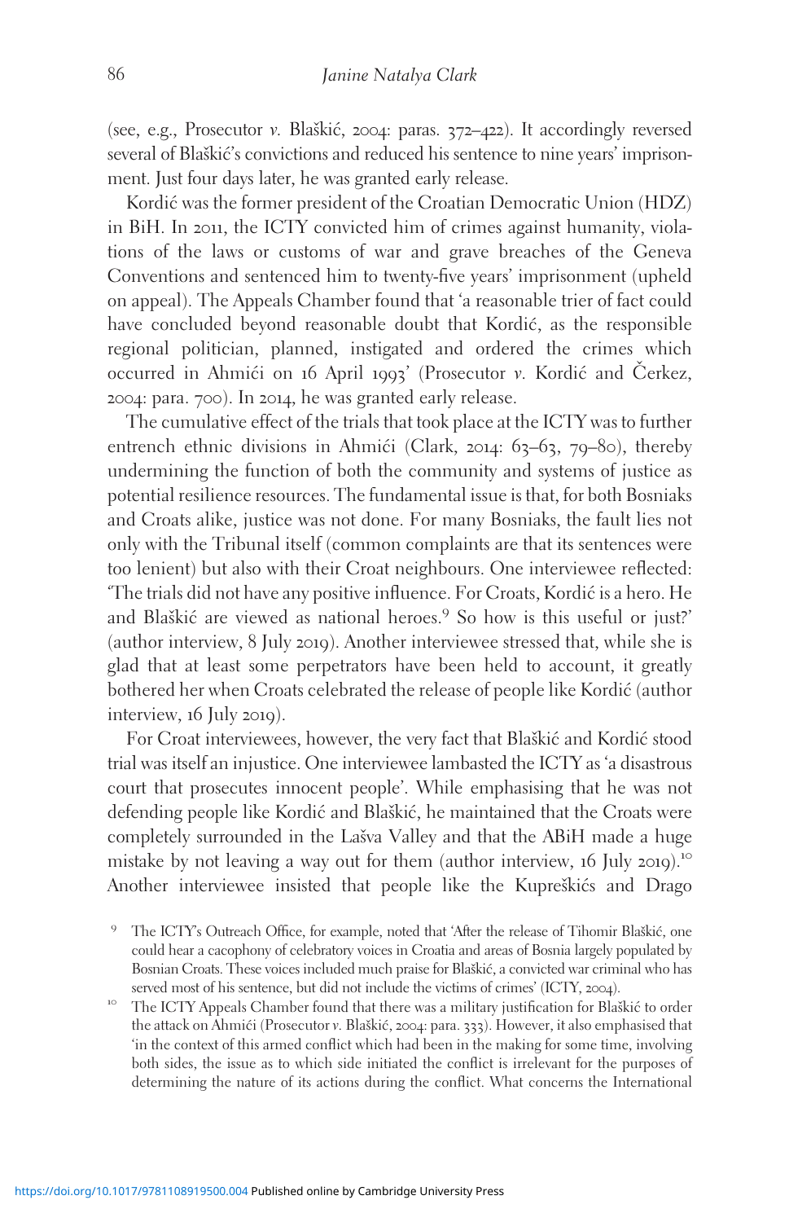(see, e.g., Prosecutor *v.* Blaškić, 2004: paras. 372–422). It accordingly reversed several of Blaškić's convictions and reduced his sentence to nine years' imprisonment. Just four days later, he was granted early release.

Kordić was the former president of the Croatian Democratic Union (HDZ) in BiH. In 2011, the ICTY convicted him of crimes against humanity, violations of the laws or customs of war and grave breaches of the Geneva Conventions and sentenced him to twenty-five years' imprisonment (upheld on appeal). The Appeals Chamber found that 'a reasonable trier of fact could have concluded beyond reasonable doubt that Kordić, as the responsible regional politician, planned, instigated and ordered the crimes which occurred in Ahmići on 16 April 1993' (Prosecutor *v.* Kordić and Čerkez, 2004: para. 700). In 2014, he was granted early release.

The cumulative effect of the trials that took place at the ICTY was to further entrench ethnic divisions in Ahmići (Clark, 2014: 63–63, 79–80), thereby undermining the function of both the community and systems of justice as potential resilience resources. The fundamental issue is that, for both Bosniaks and Croats alike, justice was not done. For many Bosniaks, the fault lies not only with the Tribunal itself (common complaints are that its sentences were too lenient) but also with their Croat neighbours. One interviewee reflected: 'The trials did not have any positive influence. For Croats, Kordić is a hero. He and Blaškić are viewed as national heroes.[9] So how is this useful or just?' (author interview, 8 July 2019). Another interviewee stressed that, while she is glad that at least some perpetrators have been held to account, it greatly bothered her when Croats celebrated the release of people like Kordić (author interview, 16 July 2019).

For Croat interviewees, however, the very fact that Blaškić and Kordić stood trial was itself an injustice. One interviewee lambasted the ICTY as 'a disastrous court that prosecutes innocent people'. While emphasising that he was not defending people like Kordić and Blaškić, he maintained that the Croats were completely surrounded in the Lašva Valley and that the ABiH made a huge mistake by not leaving a way out for them (author interview, 16 July 2019).[10] Another interviewee insisted that people like the Kupreškićs and Drago

[9] The ICTY's Outreach Office, for example, noted that 'After the release of Tihomir Blaškić, one could hear a cacophony of celebratory voices in Croatia and areas of Bosnia largely populated by Bosnian Croats. These voices included much praise for Blaškić, a convicted war criminal who has served most of his sentence, but did not include the victims of crimes' (ICTY, 2004).

[10] The ICTY Appeals Chamber found that there was a military justification for Blaškić to order the attack on Ahmići (Prosecutor *v.* Blaškić, 2004: para. 333). However, it also emphasised that 'in the context of this armed conflict which had been in the making for some time, involving both sides, the issue as to which side initiated the conflict is irrelevant for the purposes of determining the nature of its actions during the conflict. What concerns the International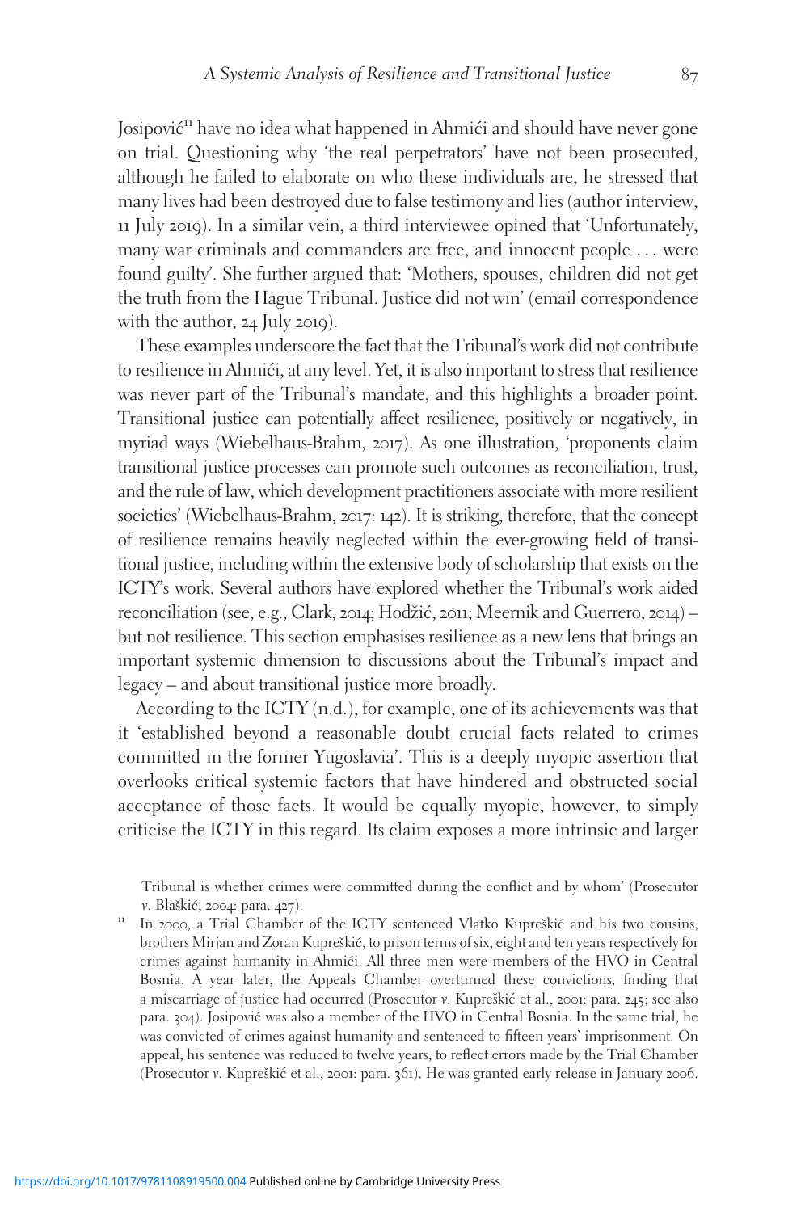Josipović[11] have no idea what happened in Ahmići and should have never gone on trial. Questioning why 'the real perpetrators' have not been prosecuted, although he failed to elaborate on who these individuals are, he stressed that many lives had been destroyed due to false testimony and lies (author interview, 11 July 2019). In a similar vein, a third interviewee opined that 'Unfortunately, many war criminals and commanders are free, and innocent people … were found guilty'. She further argued that: 'Mothers, spouses, children did not get the truth from the Hague Tribunal. Justice did not win' (email correspondence with the author, 24 July 2019).

These examples underscore the fact that the Tribunal's work did not contribute to resilience in Ahmići, at any level. Yet, it is also important to stress that resilience was never part of the Tribunal's mandate, and this highlights a broader point. Transitional justice can potentially affect resilience, positively or negatively, in myriad ways (Wiebelhaus-Brahm, 2017). As one illustration, 'proponents claim transitional justice processes can promote such outcomes as reconciliation, trust, and the rule of law, which development practitioners associate with more resilient societies' (Wiebelhaus-Brahm, 2017: 142). It is striking, therefore, that the concept of resilience remains heavily neglected within the ever-growing field of transitional justice, including within the extensive body of scholarship that exists on the ICTY's work. Several authors have explored whether the Tribunal's work aided reconciliation (see, e.g., Clark, 2014; Hodžić, 2011; Meernik and Guerrero, 2014) – but not resilience. This section emphasises resilience as a new lens that brings an important systemic dimension to discussions about the Tribunal's impact and legacy – and about transitional justice more broadly.

According to the ICTY (n.d.), for example, one of its achievements was that it 'established beyond a reasonable doubt crucial facts related to crimes committed in the former Yugoslavia'. This is a deeply myopic assertion that overlooks critical systemic factors that have hindered and obstructed social acceptance of those facts. It would be equally myopic, however, to simply criticise the ICTY in this regard. Its claim exposes a more intrinsic and larger

Tribunal is whether crimes were committed during the conflict and by whom' (Prosecutor *v.* Blaškić, 2004: para. 427).

[11] In 2000, a Trial Chamber of the ICTY sentenced Vlatko Kupreškić and his two cousins, brothers Mirjan and Zoran Kupreškić, to prison terms of six, eight and ten years respectively for crimes against humanity in Ahmići. All three men were members of the HVO in Central Bosnia. A year later, the Appeals Chamber overturned these convictions, finding that a miscarriage of justice had occurred (Prosecutor *v.* Kupreškić et al., 2001: para. 245; see also para. 304). Josipović was also a member of the HVO in Central Bosnia. In the same trial, he was convicted of crimes against humanity and sentenced to fifteen years' imprisonment. On appeal, his sentence was reduced to twelve years, to reflect errors made by the Trial Chamber (Prosecutor *v.* Kupreškić et al., 2001: para. 361). He was granted early release in January 2006.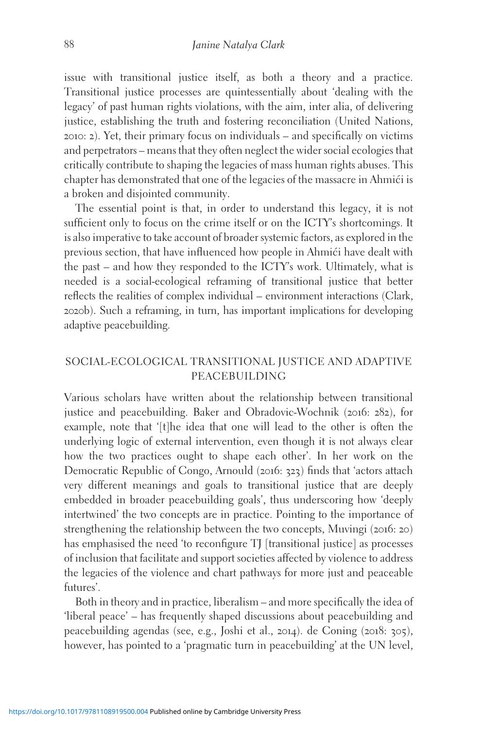issue with transitional justice itself, as both a theory and a practice. Transitional justice processes are quintessentially about 'dealing with the legacy' of past human rights violations, with the aim, inter alia, of delivering justice, establishing the truth and fostering reconciliation (United Nations, 2010: 2). Yet, their primary focus on individuals – and specifically on victims and perpetrators – means that they often neglect the wider social ecologies that critically contribute to shaping the legacies of mass human rights abuses. This chapter has demonstrated that one of the legacies of the massacre in Ahmići is a broken and disjointed community.

The essential point is that, in order to understand this legacy, it is not sufficient only to focus on the crime itself or on the ICTY's shortcomings. It is also imperative to take account of broader systemic factors, as explored in the previous section, that have influenced how people in Ahmići have dealt with the past – and how they responded to the ICTY's work. Ultimately, what is needed is a social-ecological reframing of transitional justice that better reflects the realities of complex individual – environment interactions (Clark, 2020b). Such a reframing, in turn, has important implications for developing adaptive peacebuilding.

## SOCIAL-ECOLOGICAL TRANSITIONAL JUSTICE AND ADAPTIVE PEACEBUILDING

Various scholars have written about the relationship between transitional justice and peacebuilding. Baker and Obradovic-Wochnik (2016: 282), for example, note that '[t]he idea that one will lead to the other is often the underlying logic of external intervention, even though it is not always clear how the two practices ought to shape each other'. In her work on the Democratic Republic of Congo, Arnould (2016: 323) finds that 'actors attach very different meanings and goals to transitional justice that are deeply embedded in broader peacebuilding goals', thus underscoring how 'deeply intertwined' the two concepts are in practice. Pointing to the importance of strengthening the relationship between the two concepts, Muvingi (2016: 20) has emphasised the need 'to reconfigure TJ [transitional justice] as processes of inclusion that facilitate and support societies affected by violence to address the legacies of the violence and chart pathways for more just and peaceable futures'.

Both in theory and in practice, liberalism – and more specifically the idea of 'liberal peace' – has frequently shaped discussions about peacebuilding and peacebuilding agendas (see, e.g., Joshi et al., 2014). de Coning (2018: 305), however, has pointed to a 'pragmatic turn in peacebuilding' at the UN level,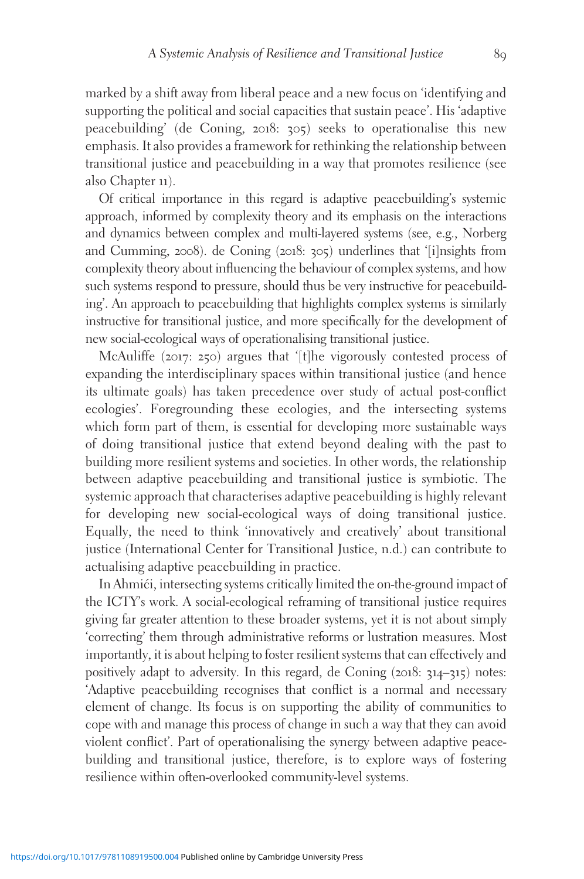marked by a shift away from liberal peace and a new focus on 'identifying and supporting the political and social capacities that sustain peace'. His 'adaptive peacebuilding' (de Coning, 2018: 305) seeks to operationalise this new emphasis. It also provides a framework for rethinking the relationship between transitional justice and peacebuilding in a way that promotes resilience (see also Chapter 11).

Of critical importance in this regard is adaptive peacebuilding's systemic approach, informed by complexity theory and its emphasis on the interactions and dynamics between complex and multi-layered systems (see, e.g., Norberg and Cumming, 2008). de Coning (2018: 305) underlines that '[i]nsights from complexity theory about influencing the behaviour of complex systems, and how such systems respond to pressure, should thus be very instructive for peacebuilding'. An approach to peacebuilding that highlights complex systems is similarly instructive for transitional justice, and more specifically for the development of new social-ecological ways of operationalising transitional justice.

McAuliffe (2017: 250) argues that '[t]he vigorously contested process of expanding the interdisciplinary spaces within transitional justice (and hence its ultimate goals) has taken precedence over study of actual post-conflict ecologies'. Foregrounding these ecologies, and the intersecting systems which form part of them, is essential for developing more sustainable ways of doing transitional justice that extend beyond dealing with the past to building more resilient systems and societies. In other words, the relationship between adaptive peacebuilding and transitional justice is symbiotic. The systemic approach that characterises adaptive peacebuilding is highly relevant for developing new social-ecological ways of doing transitional justice. Equally, the need to think 'innovatively and creatively' about transitional justice (International Center for Transitional Justice, n.d.) can contribute to actualising adaptive peacebuilding in practice.

In Ahmići, intersecting systems critically limited the on-the-ground impact of the ICTY's work. A social-ecological reframing of transitional justice requires giving far greater attention to these broader systems, yet it is not about simply 'correcting' them through administrative reforms or lustration measures. Most importantly, it is about helping to foster resilient systems that can effectively and positively adapt to adversity. In this regard, de Coning (2018: 314–315) notes: 'Adaptive peacebuilding recognises that conflict is a normal and necessary element of change. Its focus is on supporting the ability of communities to cope with and manage this process of change in such a way that they can avoid violent conflict'. Part of operationalising the synergy between adaptive peacebuilding and transitional justice, therefore, is to explore ways of fostering resilience within often-overlooked community-level systems.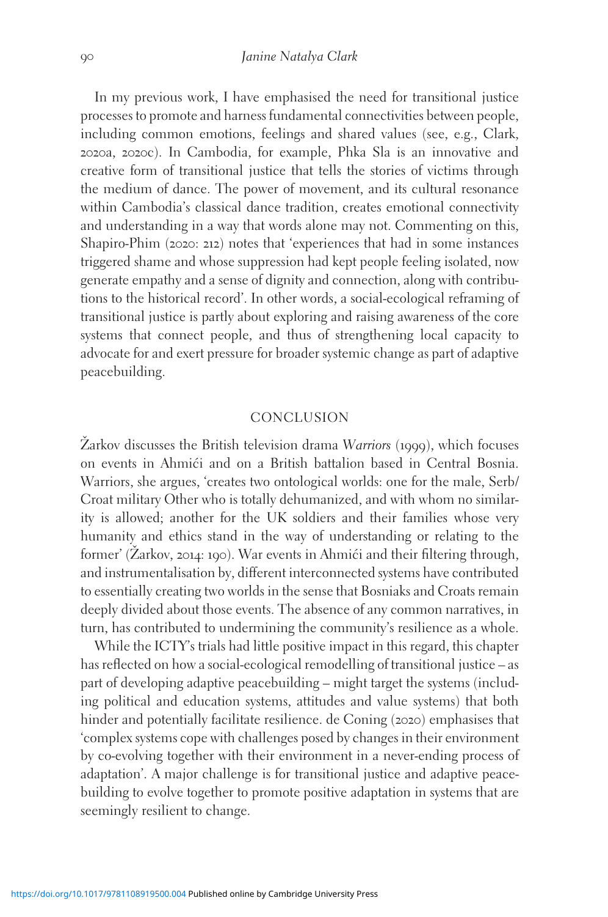In my previous work, I have emphasised the need for transitional justice processes to promote and harness fundamental connectivities between people, including common emotions, feelings and shared values (see, e.g., Clark, 2020a, 2020c). In Cambodia, for example, Phka Sla is an innovative and creative form of transitional justice that tells the stories of victims through the medium of dance. The power of movement, and its cultural resonance within Cambodia's classical dance tradition, creates emotional connectivity and understanding in a way that words alone may not. Commenting on this, Shapiro-Phim (2020: 212) notes that 'experiences that had in some instances triggered shame and whose suppression had kept people feeling isolated, now generate empathy and a sense of dignity and connection, along with contributions to the historical record'. In other words, a social-ecological reframing of transitional justice is partly about exploring and raising awareness of the core systems that connect people, and thus of strengthening local capacity to advocate for and exert pressure for broader systemic change as part of adaptive peacebuilding.

## CONCLUSION

Žarkov discusses the British television drama *Warriors* (1999), which focuses on events in Ahmići and on a British battalion based in Central Bosnia. Warriors, she argues, 'creates two ontological worlds: one for the male, Serb/Croat military Other who is totally dehumanized, and with whom no similarity is allowed; another for the UK soldiers and their families whose very humanity and ethics stand in the way of understanding or relating to the former' (Žarkov, 2014: 190). War events in Ahmići and their filtering through, and instrumentalisation by, different interconnected systems have contributed to essentially creating two worlds in the sense that Bosniaks and Croats remain deeply divided about those events. The absence of any common narratives, in turn, has contributed to undermining the community's resilience as a whole.

While the ICTY's trials had little positive impact in this regard, this chapter has reflected on how a social-ecological remodelling of transitional justice – as part of developing adaptive peacebuilding – might target the systems (including political and education systems, attitudes and value systems) that both hinder and potentially facilitate resilience. de Coning (2020) emphasises that 'complex systems cope with challenges posed by changes in their environment by co-evolving together with their environment in a never-ending process of adaptation'. A major challenge is for transitional justice and adaptive peacebuilding to evolve together to promote positive adaptation in systems that are seemingly resilient to change.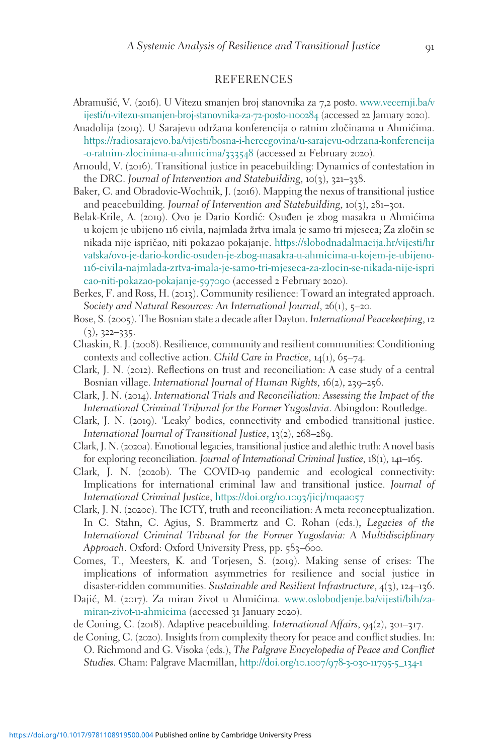## REFERENCES

Abramušić, V. (2016). U Vitezu smanjen broj stanovnika za 7,2 posto. www.vecernji.ba/vijesti/u-vitezu-smanjen-broj-stanovnika-za-72-posto-1100284 (accessed 22 January 2020).

Anadolija (2019). U Sarajevu održana konferencija o ratnim zločinama u Ahmićima. https://radiosarajevo.ba/vijesti/bosna-i-hercegovina/u-sarajevu-odrzana-konferencija-o-ratnim-zlocinima-u-ahmicima/333548 (accessed 21 February 2020).

Arnould, V. (2016). Transitional justice in peacebuilding: Dynamics of contestation in the DRC. *Journal of Intervention and Statebuilding*, 10(3), 321–338.

Baker, C. and Obradovic-Wochnik, J. (2016). Mapping the nexus of transitional justice and peacebuilding. *Journal of Intervention and Statebuilding*, 10(3), 281–301.

Belak-Krile, A. (2019). Ovo je Dario Kordić: Osuđen je zbog masakra u Ahmićima u kojem je ubijeno 116 civila, najmlađa žrtva imala je samo tri mjeseca; Za zločin se nikada nije ispričao, niti pokazao pokajanje. https://slobodnadalmacija.hr/vijesti/hrvatska/ovo-je-dario-kordic-osuden-je-zbog-masakra-u-ahmicima-u-kojem-je-ubijeno-116-civila-najmlada-zrtva-imala-je-samo-tri-mjeseca-za-zlocin-se-nikada-nije-ispricao-niti-pokazao-pokajanje-597090 (accessed 2 February 2020).

Berkes, F. and Ross, H. (2013). Community resilience: Toward an integrated approach. *Society and Natural Resources: An International Journal*, 26(1), 5–20.

Bose, S. (2005). The Bosnian state a decade after Dayton. *International Peacekeeping*, 12 (3), 322–335.

Chaskin, R. J. (2008). Resilience, community and resilient communities: Conditioning contexts and collective action. *Child Care in Practice*, 14(1), 65–74.

Clark, J. N. (2012). Reflections on trust and reconciliation: A case study of a central Bosnian village. *International Journal of Human Rights*, 16(2), 239–256.

Clark, J. N. (2014). *International Trials and Reconciliation: Assessing the Impact of the International Criminal Tribunal for the Former Yugoslavia*. Abingdon: Routledge.

Clark, J. N. (2019). 'Leaky' bodies, connectivity and embodied transitional justice. *International Journal of Transitional Justice*, 13(2), 268–289.

Clark, J. N. (2020a). Emotional legacies, transitional justice and alethic truth: A novel basis for exploring reconciliation. *Journal of International Criminal Justice*, 18(1), 141–165.

Clark, J. N. (2020b). The COVID-19 pandemic and ecological connectivity: Implications for international criminal law and transitional justice. *Journal of International Criminal Justice*, https://doi.org/10.1093/jicj/mqaa057

Clark, J. N. (2020c). The ICTY, truth and reconciliation: A meta reconceptualization. In C. Stahn, C. Agius, S. Brammertz and C. Rohan (eds.), *Legacies of the International Criminal Tribunal for the Former Yugoslavia: A Multidisciplinary Approach*. Oxford: Oxford University Press, pp. 583–600.

Comes, T., Meesters, K. and Torjesen, S. (2019). Making sense of crises: The implications of information asymmetries for resilience and social justice in disaster-ridden communities. *Sustainable and Resilient Infrastructure*, 4(3), 124–136.

Dajić, M. (2017). Za miran život u Ahmićima. www.oslobodjenje.ba/vijesti/bih/za-miran-zivot-u-ahmicima (accessed 31 January 2020).

de Coning, C. (2018). Adaptive peacebuilding. *International Affairs*, 94(2), 301–317.

de Coning, C. (2020). Insights from complexity theory for peace and conflict studies. In: O. Richmond and G. Visoka (eds.), *The Palgrave Encyclopedia of Peace and Conflict Studies*. Cham: Palgrave Macmillan, http://doi.org/10.1007/978-3-030-11795-5_134-1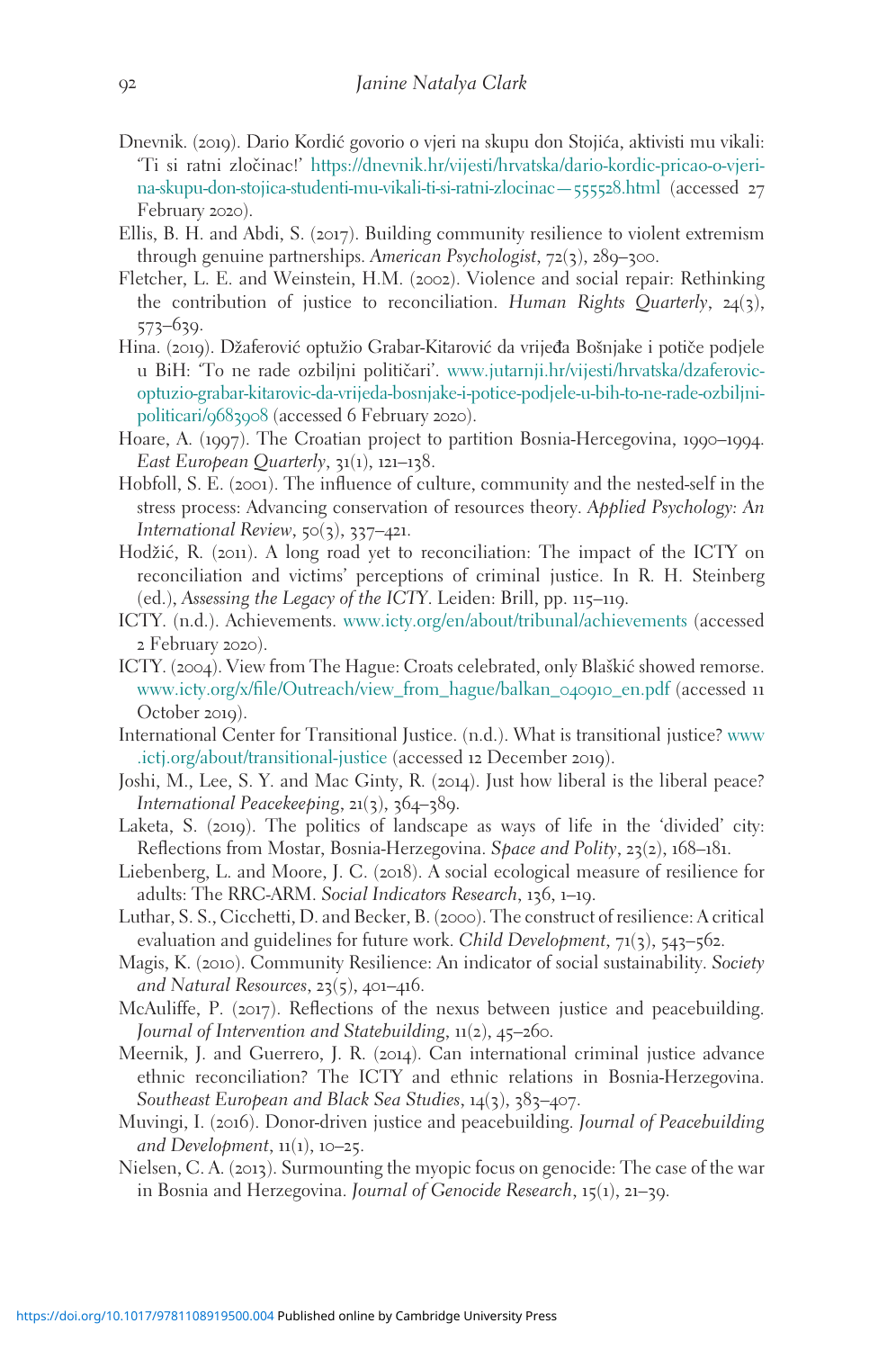Dnevnik. (2019). Dario Kordić govorio o vjeri na skupu don Stojića, aktivisti mu vikali: 'Ti si ratni zločinac!' https://dnevnik.hr/vijesti/hrvatska/dario-kordic-pricao-o-vjeri-na-skupu-don-stojica-studenti-mu-vikali-ti-si-ratni-zlocinac—555528.html (accessed 27 February 2020).

Ellis, B. H. and Abdi, S. (2017). Building community resilience to violent extremism through genuine partnerships. *American Psychologist*, 72(3), 289–300.

Fletcher, L. E. and Weinstein, H.M. (2002). Violence and social repair: Rethinking the contribution of justice to reconciliation. *Human Rights Quarterly*, 24(3), 573–639.

Hina. (2019). Džaferović optužio Grabar-Kitarović da vrijeđa Bošnjake i potiče podjele u BiH: 'To ne rade ozbiljni političari'. www.jutarnji.hr/vijesti/hrvatska/dzaferovic-optuzio-grabar-kitarovic-da-vrijeda-bosnjake-i-potice-podjele-u-bih-to-ne-rade-ozbiljni-politicari/9683908 (accessed 6 February 2020).

Hoare, A. (1997). The Croatian project to partition Bosnia-Hercegovina, 1990–1994. *East European Quarterly*, 31(1), 121–138.

Hobfoll, S. E. (2001). The influence of culture, community and the nested-self in the stress process: Advancing conservation of resources theory. *Applied Psychology: An International Review*, 50(3), 337–421.

Hodžić, R. (2011). A long road yet to reconciliation: The impact of the ICTY on reconciliation and victims' perceptions of criminal justice. In R. H. Steinberg (ed.), *Assessing the Legacy of the ICTY*. Leiden: Brill, pp. 115–119.

ICTY. (n.d.). Achievements. www.icty.org/en/about/tribunal/achievements (accessed 2 February 2020).

ICTY. (2004). View from The Hague: Croats celebrated, only Blaškić showed remorse. www.icty.org/x/file/Outreach/view_from_hague/balkan_040910_en.pdf (accessed 11 October 2019).

International Center for Transitional Justice. (n.d.). What is transitional justice? www.ictj.org/about/transitional-justice (accessed 12 December 2019).

Joshi, M., Lee, S. Y. and Mac Ginty, R. (2014). Just how liberal is the liberal peace? *International Peacekeeping*, 21(3), 364–389.

Laketa, S. (2019). The politics of landscape as ways of life in the 'divided' city: Reflections from Mostar, Bosnia-Herzegovina. *Space and Polity*, 23(2), 168–181.

Liebenberg, L. and Moore, J. C. (2018). A social ecological measure of resilience for adults: The RRC-ARM. *Social Indicators Research*, 136, 1–19.

Luthar, S. S., Cicchetti, D. and Becker, B. (2000). The construct of resilience: A critical evaluation and guidelines for future work. *Child Development*, 71(3), 543–562.

Magis, K. (2010). Community Resilience: An indicator of social sustainability. *Society and Natural Resources*, 23(5), 401–416.

McAuliffe, P. (2017). Reflections of the nexus between justice and peacebuilding. *Journal of Intervention and Statebuilding*, 11(2), 45–260.

Meernik, J. and Guerrero, J. R. (2014). Can international criminal justice advance ethnic reconciliation? The ICTY and ethnic relations in Bosnia-Herzegovina. *Southeast European and Black Sea Studies*, 14(3), 383–407.

Muvingi, I. (2016). Donor-driven justice and peacebuilding. *Journal of Peacebuilding and Development*, 11(1), 10–25.

Nielsen, C. A. (2013). Surmounting the myopic focus on genocide: The case of the war in Bosnia and Herzegovina. *Journal of Genocide Research*, 15(1), 21–39.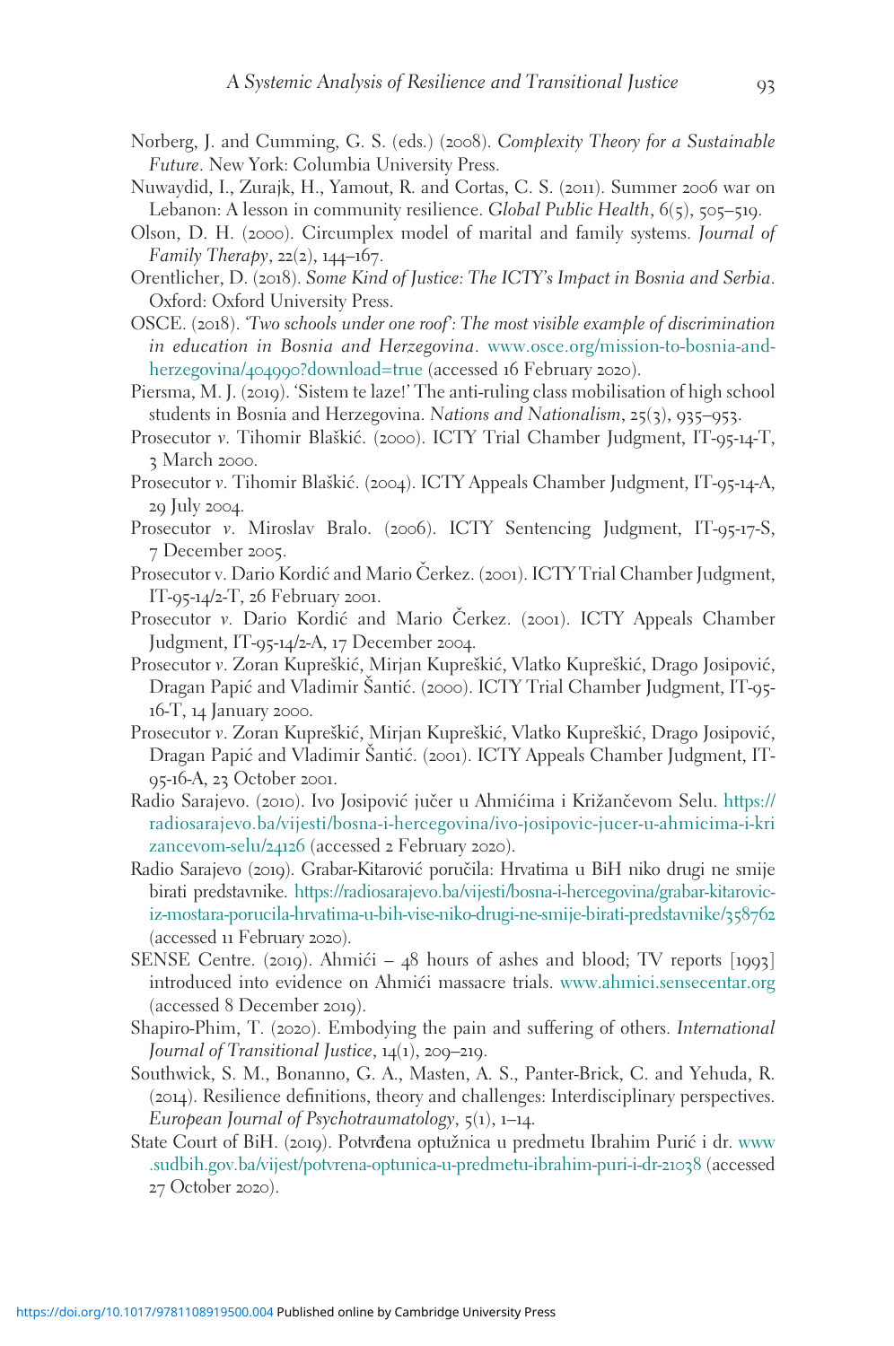Norberg, J. and Cumming, G. S. (eds.) (2008). *Complexity Theory for a Sustainable Future*. New York: Columbia University Press.

Nuwaydid, I., Zurajk, H., Yamout, R. and Cortas, C. S. (2011). Summer 2006 war on Lebanon: A lesson in community resilience. *Global Public Health*, 6(5), 505–519.

Olson, D. H. (2000). Circumplex model of marital and family systems. *Journal of Family Therapy*, 22(2), 144–167.

Orentlicher, D. (2018). *Some Kind of Justice: The ICTY's Impact in Bosnia and Serbia*. Oxford: Oxford University Press.

OSCE. (2018). *'Two schools under one roof': The most visible example of discrimination in education in Bosnia and Herzegovina*. www.osce.org/mission-to-bosnia-and-herzegovina/404990?download=true (accessed 16 February 2020).

Piersma, M. J. (2019). 'Sistem te laze!' The anti-ruling class mobilisation of high school students in Bosnia and Herzegovina. *Nations and Nationalism*, 25(3), 935–953.

Prosecutor *v*. Tihomir Blaškić. (2000). ICTY Trial Chamber Judgment, IT-95-14-T, 3 March 2000.

Prosecutor *v*. Tihomir Blaškić. (2004). ICTY Appeals Chamber Judgment, IT-95-14-A, 29 July 2004.

Prosecutor *v*. Miroslav Bralo. (2006). ICTY Sentencing Judgment, IT-95-17-S, 7 December 2005.

Prosecutor v. Dario Kordić and Mario Čerkez. (2001). ICTY Trial Chamber Judgment, IT-95-14/2-T, 26 February 2001.

Prosecutor *v*. Dario Kordić and Mario Čerkez. (2001). ICTY Appeals Chamber Judgment, IT-95-14/2-A, 17 December 2004.

Prosecutor *v*. Zoran Kupreškić, Mirjan Kupreškić, Vlatko Kupreškić, Drago Josipović, Dragan Papić and Vladimir Šantić. (2000). ICTY Trial Chamber Judgment, IT-95-16-T, 14 January 2000.

Prosecutor *v*. Zoran Kupreškić, Mirjan Kupreškić, Vlatko Kupreškić, Drago Josipović, Dragan Papić and Vladimir Šantić. (2001). ICTY Appeals Chamber Judgment, IT-95-16-A, 23 October 2001.

Radio Sarajevo. (2010). Ivo Josipović jučer u Ahmićima i Križančevom Selu. https://radiosarajevo.ba/vijesti/bosna-i-hercegovina/ivo-josipovic-jucer-u-ahmicima-i-krizancevom-selu/24126 (accessed 2 February 2020).

Radio Sarajevo (2019). Grabar-Kitarović poručila: Hrvatima u BiH niko drugi ne smije birati predstavnike. https://radiosarajevo.ba/vijesti/bosna-i-hercegovina/grabar-kitarovic-iz-mostara-porucila-hrvatima-u-bih-vise-niko-drugi-ne-smije-birati-predstavnike/358762 (accessed 11 February 2020).

SENSE Centre. (2019). Ahmići – 48 hours of ashes and blood; TV reports [1993] introduced into evidence on Ahmići massacre trials. www.ahmici.sensecentar.org (accessed 8 December 2019).

Shapiro-Phim, T. (2020). Embodying the pain and suffering of others. *International Journal of Transitional Justice*, 14(1), 209–219.

Southwick, S. M., Bonanno, G. A., Masten, A. S., Panter-Brick, C. and Yehuda, R. (2014). Resilience definitions, theory and challenges: Interdisciplinary perspectives. *European Journal of Psychotraumatology*, 5(1), 1–14.

State Court of BiH. (2019). Potvrđena optužnica u predmetu Ibrahim Purić i dr. www.sudbih.gov.ba/vijest/potvrena-optunica-u-predmetu-ibrahim-puri-i-dr-21038 (accessed 27 October 2020).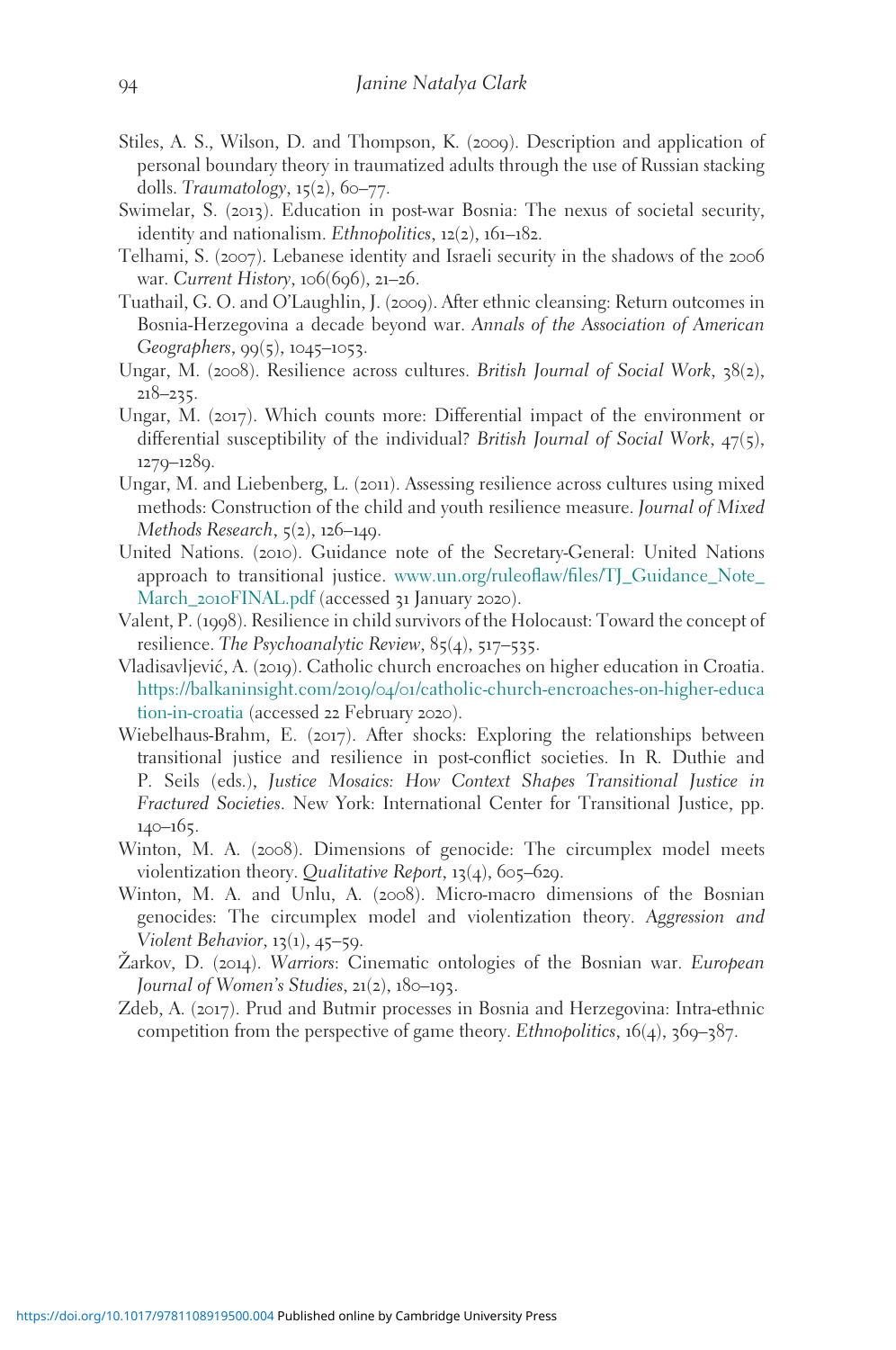Stiles, A. S., Wilson, D. and Thompson, K. (2009). Description and application of personal boundary theory in traumatized adults through the use of Russian stacking dolls. *Traumatology*, 15(2), 60–77.

Swimelar, S. (2013). Education in post-war Bosnia: The nexus of societal security, identity and nationalism. *Ethnopolitics*, 12(2), 161–182.

Telhami, S. (2007). Lebanese identity and Israeli security in the shadows of the 2006 war. *Current History*, 106(696), 21–26.

Tuathail, G. O. and O'Laughlin, J. (2009). After ethnic cleansing: Return outcomes in Bosnia-Herzegovina a decade beyond war. *Annals of the Association of American Geographers*, 99(5), 1045–1053.

Ungar, M. (2008). Resilience across cultures. *British Journal of Social Work*, 38(2), 218–235.

Ungar, M. (2017). Which counts more: Differential impact of the environment or differential susceptibility of the individual? *British Journal of Social Work*, 47(5), 1279–1289.

Ungar, M. and Liebenberg, L. (2011). Assessing resilience across cultures using mixed methods: Construction of the child and youth resilience measure. *Journal of Mixed Methods Research*, 5(2), 126–149.

United Nations. (2010). Guidance note of the Secretary-General: United Nations approach to transitional justice. www.un.org/ruleoflaw/files/TJ_Guidance_Note_March_2010FINAL.pdf (accessed 31 January 2020).

Valent, P. (1998). Resilience in child survivors of the Holocaust: Toward the concept of resilience. *The Psychoanalytic Review*, 85(4), 517–535.

Vladisavljević, A. (2019). Catholic church encroaches on higher education in Croatia. https://balkaninsight.com/2019/04/01/catholic-church-encroaches-on-higher-education-in-croatia (accessed 22 February 2020).

Wiebelhaus-Brahm, E. (2017). After shocks: Exploring the relationships between transitional justice and resilience in post-conflict societies. In R. Duthie and P. Seils (eds.), *Justice Mosaics: How Context Shapes Transitional Justice in Fractured Societies*. New York: International Center for Transitional Justice, pp. 140–165.

Winton, M. A. (2008). Dimensions of genocide: The circumplex model meets violentization theory. *Qualitative Report*, 13(4), 605–629.

Winton, M. A. and Unlu, A. (2008). Micro-macro dimensions of the Bosnian genocides: The circumplex model and violentization theory. *Aggression and Violent Behavior*, 13(1), 45–59.

Žarkov, D. (2014). *Warriors*: Cinematic ontologies of the Bosnian war. *European Journal of Women's Studies*, 21(2), 180–193.

Zdeb, A. (2017). Prud and Butmir processes in Bosnia and Herzegovina: Intra-ethnic competition from the perspective of game theory. *Ethnopolitics*, 16(4), 369–387.